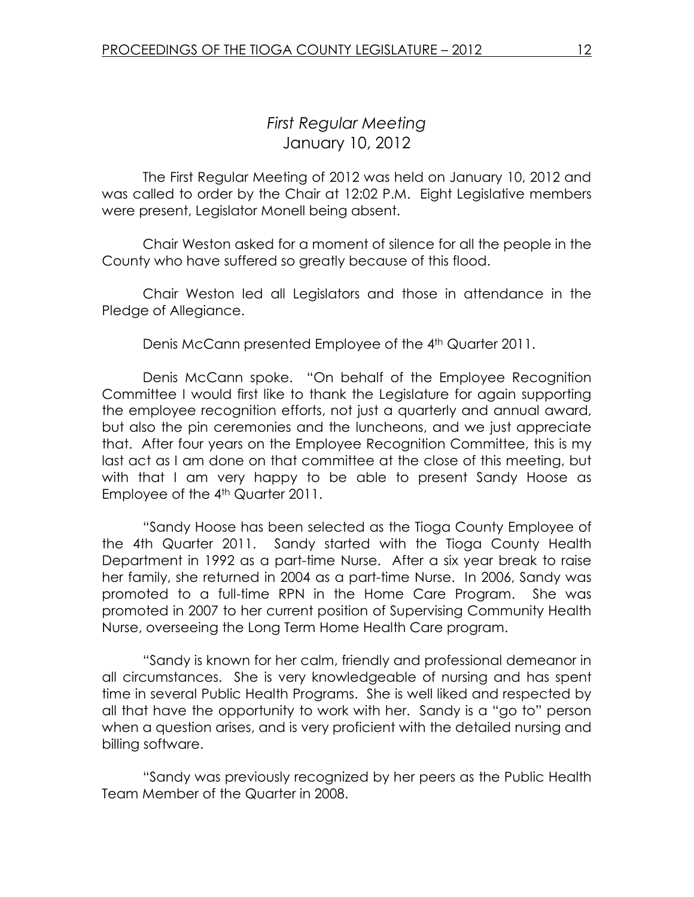# *First Regular Meeting*
## January 10, 2012

The First Regular Meeting of 2012 was held on January 10, 2012 and was called to order by the Chair at 12:02 P.M. Eight Legislative members were present, Legislator Monell being absent.

Chair Weston asked for a moment of silence for all the people in the County who have suffered so greatly because of this flood.

Chair Weston led all Legislators and those in attendance in the Pledge of Allegiance.

Denis McCann presented Employee of the 4th Quarter 2011.

Denis McCann spoke. "On behalf of the Employee Recognition Committee I would first like to thank the Legislature for again supporting the employee recognition efforts, not just a quarterly and annual award, but also the pin ceremonies and the luncheons, and we just appreciate that. After four years on the Employee Recognition Committee, this is my last act as I am done on that committee at the close of this meeting, but with that I am very happy to be able to present Sandy Hoose as Employee of the 4th Quarter 2011.

"Sandy Hoose has been selected as the Tioga County Employee of the 4th Quarter 2011. Sandy started with the Tioga County Health Department in 1992 as a part-time Nurse. After a six year break to raise her family, she returned in 2004 as a part-time Nurse. In 2006, Sandy was promoted to a full-time RPN in the Home Care Program. She was promoted in 2007 to her current position of Supervising Community Health Nurse, overseeing the Long Term Home Health Care program.

"Sandy is known for her calm, friendly and professional demeanor in all circumstances. She is very knowledgeable of nursing and has spent time in several Public Health Programs. She is well liked and respected by all that have the opportunity to work with her. Sandy is a "go to" person when a question arises, and is very proficient with the detailed nursing and billing software.

"Sandy was previously recognized by her peers as the Public Health Team Member of the Quarter in 2008.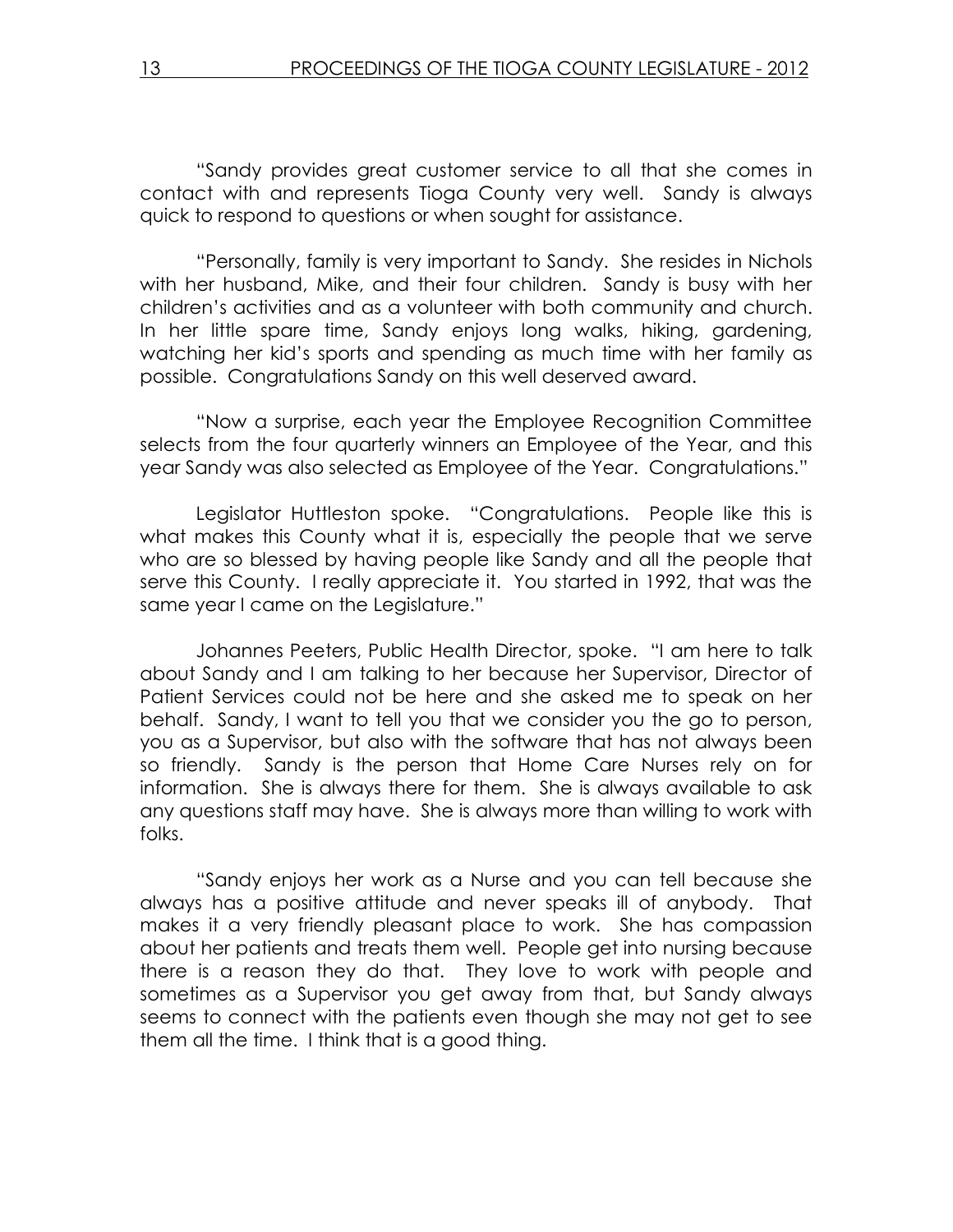"Sandy provides great customer service to all that she comes in contact with and represents Tioga County very well. Sandy is always quick to respond to questions or when sought for assistance.

"Personally, family is very important to Sandy. She resides in Nichols with her husband, Mike, and their four children. Sandy is busy with her children's activities and as a volunteer with both community and church. In her little spare time, Sandy enjoys long walks, hiking, gardening, watching her kid's sports and spending as much time with her family as possible. Congratulations Sandy on this well deserved award.

"Now a surprise, each year the Employee Recognition Committee selects from the four quarterly winners an Employee of the Year, and this year Sandy was also selected as Employee of the Year. Congratulations."

Legislator Huttleston spoke. "Congratulations. People like this is what makes this County what it is, especially the people that we serve who are so blessed by having people like Sandy and all the people that serve this County. I really appreciate it. You started in 1992, that was the same year I came on the Legislature."

Johannes Peeters, Public Health Director, spoke. "I am here to talk about Sandy and I am talking to her because her Supervisor, Director of Patient Services could not be here and she asked me to speak on her behalf. Sandy, I want to tell you that we consider you the go to person, you as a Supervisor, but also with the software that has not always been so friendly. Sandy is the person that Home Care Nurses rely on for information. She is always there for them. She is always available to ask any questions staff may have. She is always more than willing to work with folks.

"Sandy enjoys her work as a Nurse and you can tell because she always has a positive attitude and never speaks ill of anybody. That makes it a very friendly pleasant place to work. She has compassion about her patients and treats them well. People get into nursing because there is a reason they do that. They love to work with people and sometimes as a Supervisor you get away from that, but Sandy always seems to connect with the patients even though she may not get to see them all the time. I think that is a good thing.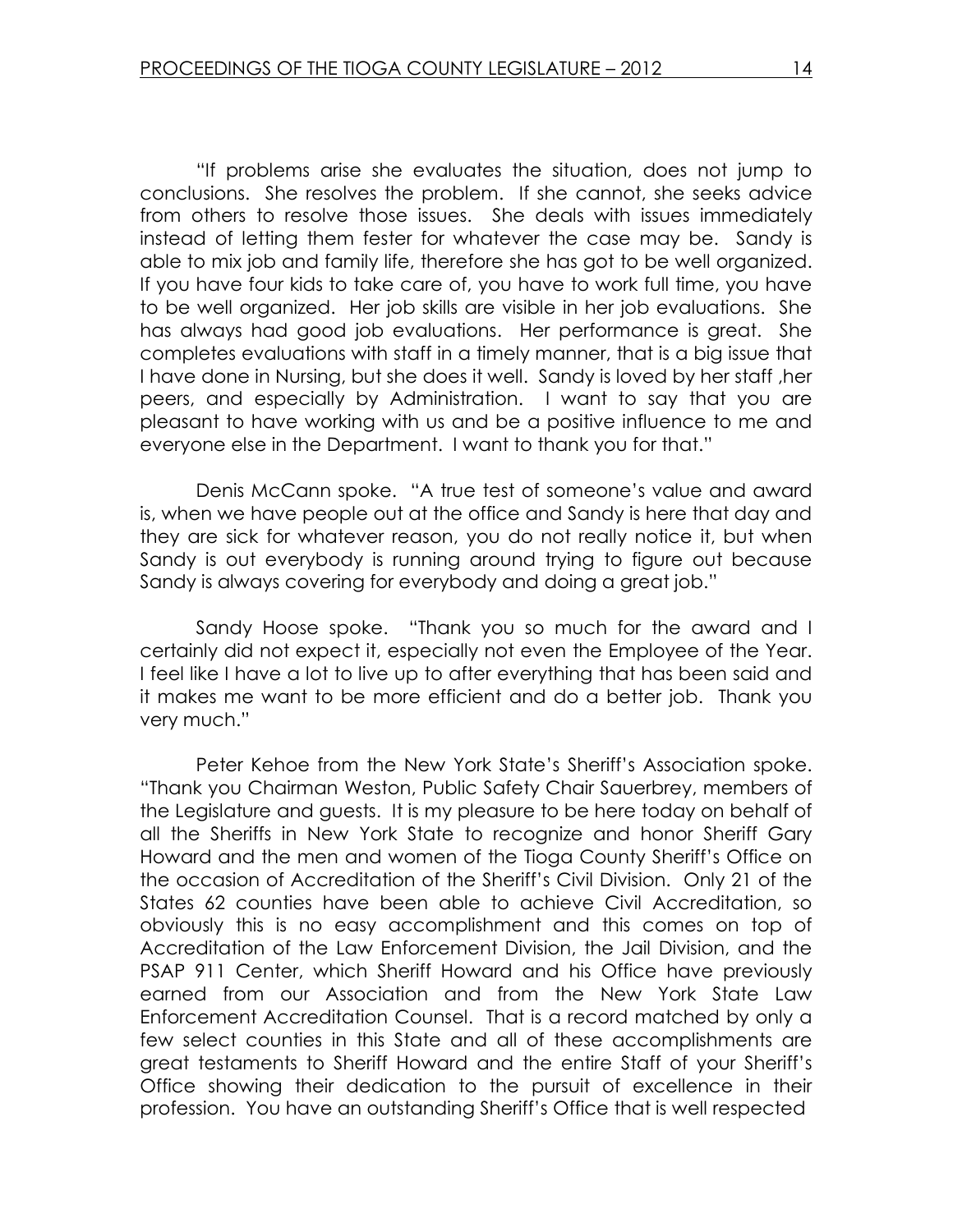"If problems arise she evaluates the situation, does not jump to conclusions. She resolves the problem. If she cannot, she seeks advice from others to resolve those issues. She deals with issues immediately instead of letting them fester for whatever the case may be. Sandy is able to mix job and family life, therefore she has got to be well organized. If you have four kids to take care of, you have to work full time, you have to be well organized. Her job skills are visible in her job evaluations. She has always had good job evaluations. Her performance is great. She completes evaluations with staff in a timely manner, that is a big issue that I have done in Nursing, but she does it well. Sandy is loved by her staff ,her peers, and especially by Administration. I want to say that you are pleasant to have working with us and be a positive influence to me and everyone else in the Department. I want to thank you for that."

Denis McCann spoke. "A true test of someone's value and award is, when we have people out at the office and Sandy is here that day and they are sick for whatever reason, you do not really notice it, but when Sandy is out everybody is running around trying to figure out because Sandy is always covering for everybody and doing a great job."

Sandy Hoose spoke. "Thank you so much for the award and I certainly did not expect it, especially not even the Employee of the Year. I feel like I have a lot to live up to after everything that has been said and it makes me want to be more efficient and do a better job. Thank you very much."

Peter Kehoe from the New York State's Sheriff's Association spoke. "Thank you Chairman Weston, Public Safety Chair Sauerbrey, members of the Legislature and guests. It is my pleasure to be here today on behalf of all the Sheriffs in New York State to recognize and honor Sheriff Gary Howard and the men and women of the Tioga County Sheriff's Office on the occasion of Accreditation of the Sheriff's Civil Division. Only 21 of the States 62 counties have been able to achieve Civil Accreditation, so obviously this is no easy accomplishment and this comes on top of Accreditation of the Law Enforcement Division, the Jail Division, and the PSAP 911 Center, which Sheriff Howard and his Office have previously earned from our Association and from the New York State Law Enforcement Accreditation Counsel. That is a record matched by only a few select counties in this State and all of these accomplishments are great testaments to Sheriff Howard and the entire Staff of your Sheriff's Office showing their dedication to the pursuit of excellence in their profession. You have an outstanding Sheriff's Office that is well respected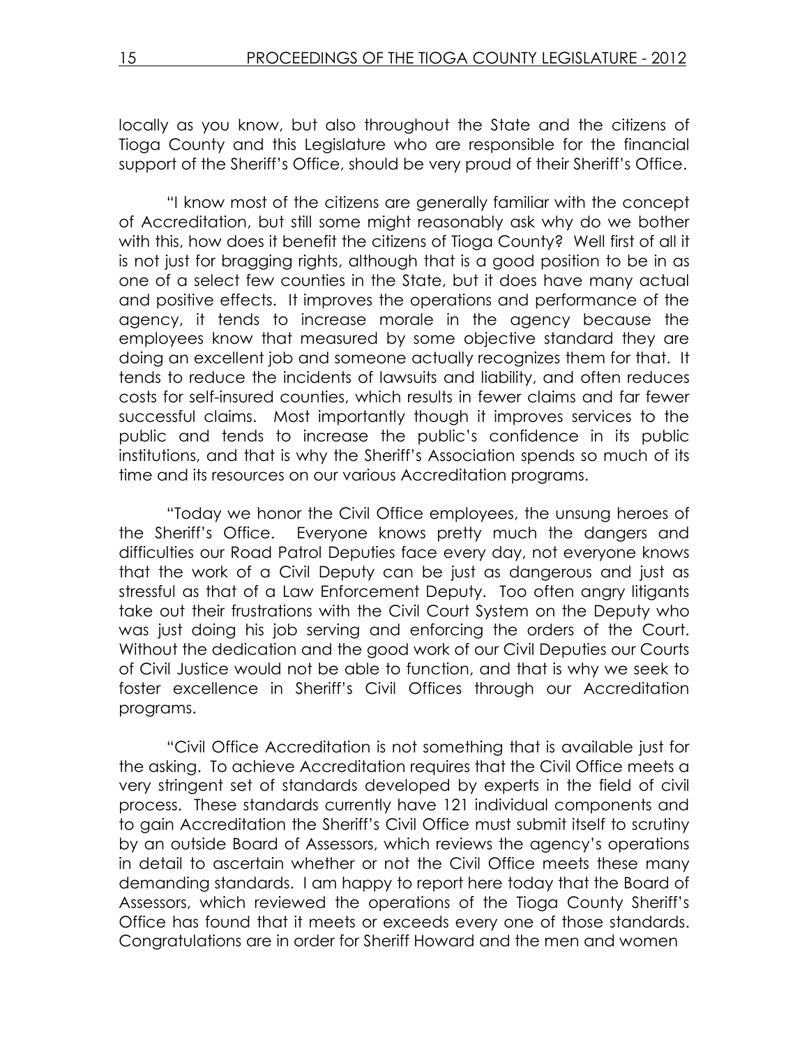locally as you know, but also throughout the State and the citizens of Tioga County and this Legislature who are responsible for the financial support of the Sheriff's Office, should be very proud of their Sheriff's Office.

"I know most of the citizens are generally familiar with the concept of Accreditation, but still some might reasonably ask why do we bother with this, how does it benefit the citizens of Tioga County? Well first of all it is not just for bragging rights, although that is a good position to be in as one of a select few counties in the State, but it does have many actual and positive effects. It improves the operations and performance of the agency, it tends to increase morale in the agency because the employees know that measured by some objective standard they are doing an excellent job and someone actually recognizes them for that. It tends to reduce the incidents of lawsuits and liability, and often reduces costs for self-insured counties, which results in fewer claims and far fewer successful claims. Most importantly though it improves services to the public and tends to increase the public's confidence in its public institutions, and that is why the Sheriff's Association spends so much of its time and its resources on our various Accreditation programs.

"Today we honor the Civil Office employees, the unsung heroes of the Sheriff's Office. Everyone knows pretty much the dangers and difficulties our Road Patrol Deputies face every day, not everyone knows that the work of a Civil Deputy can be just as dangerous and just as stressful as that of a Law Enforcement Deputy. Too often angry litigants take out their frustrations with the Civil Court System on the Deputy who was just doing his job serving and enforcing the orders of the Court. Without the dedication and the good work of our Civil Deputies our Courts of Civil Justice would not be able to function, and that is why we seek to foster excellence in Sheriff's Civil Offices through our Accreditation programs.

"Civil Office Accreditation is not something that is available just for the asking. To achieve Accreditation requires that the Civil Office meets a very stringent set of standards developed by experts in the field of civil process. These standards currently have 121 individual components and to gain Accreditation the Sheriff's Civil Office must submit itself to scrutiny by an outside Board of Assessors, which reviews the agency's operations in detail to ascertain whether or not the Civil Office meets these many demanding standards. I am happy to report here today that the Board of Assessors, which reviewed the operations of the Tioga County Sheriff's Office has found that it meets or exceeds every one of those standards. Congratulations are in order for Sheriff Howard and the men and women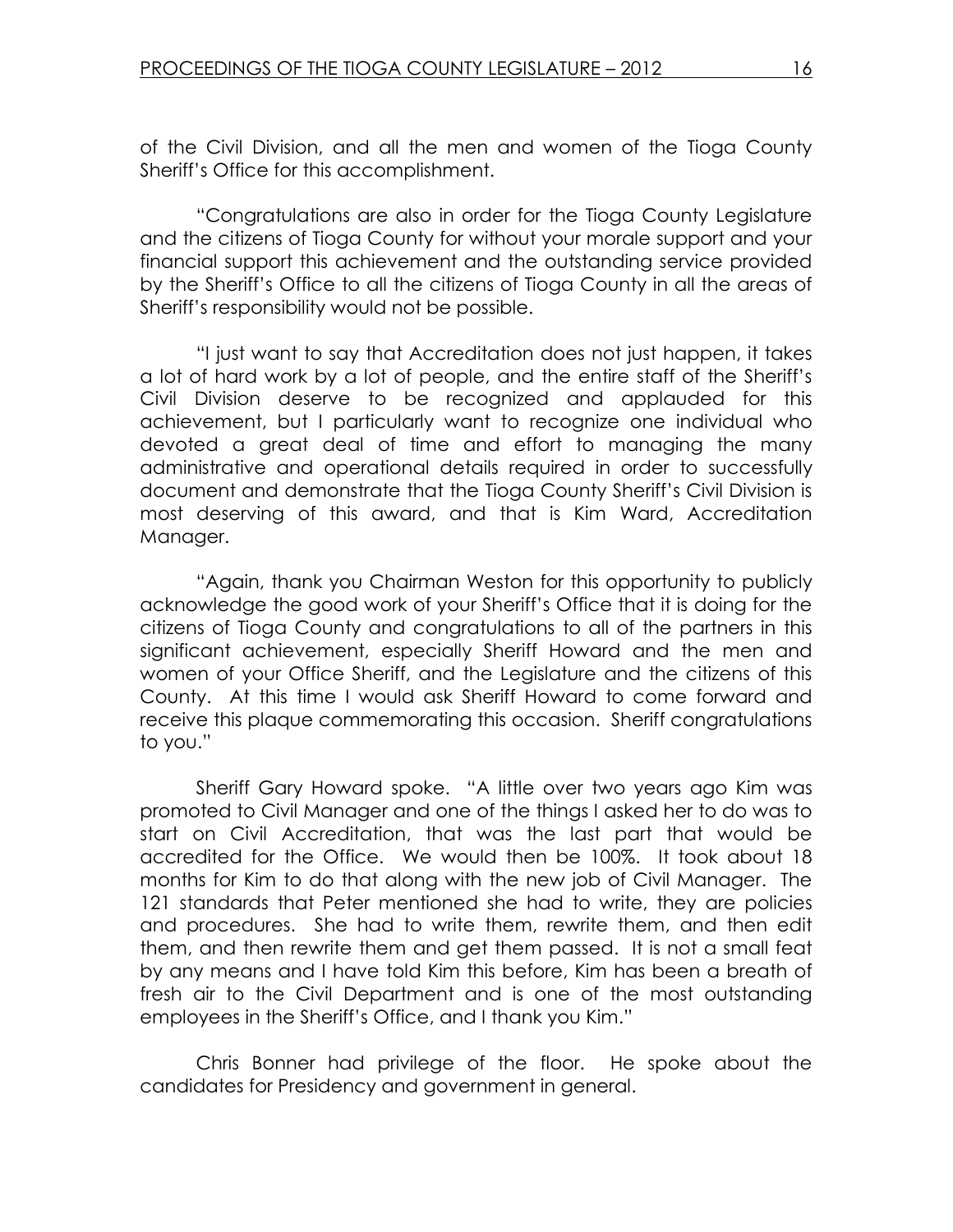of the Civil Division, and all the men and women of the Tioga County Sheriff's Office for this accomplishment.

"Congratulations are also in order for the Tioga County Legislature and the citizens of Tioga County for without your morale support and your financial support this achievement and the outstanding service provided by the Sheriff's Office to all the citizens of Tioga County in all the areas of Sheriff's responsibility would not be possible.

"I just want to say that Accreditation does not just happen, it takes a lot of hard work by a lot of people, and the entire staff of the Sheriff's Civil Division deserve to be recognized and applauded for this achievement, but I particularly want to recognize one individual who devoted a great deal of time and effort to managing the many administrative and operational details required in order to successfully document and demonstrate that the Tioga County Sheriff's Civil Division is most deserving of this award, and that is Kim Ward, Accreditation Manager.

"Again, thank you Chairman Weston for this opportunity to publicly acknowledge the good work of your Sheriff's Office that it is doing for the citizens of Tioga County and congratulations to all of the partners in this significant achievement, especially Sheriff Howard and the men and women of your Office Sheriff, and the Legislature and the citizens of this County. At this time I would ask Sheriff Howard to come forward and receive this plaque commemorating this occasion. Sheriff congratulations to you."

Sheriff Gary Howard spoke. "A little over two years ago Kim was promoted to Civil Manager and one of the things I asked her to do was to start on Civil Accreditation, that was the last part that would be accredited for the Office. We would then be 100%. It took about 18 months for Kim to do that along with the new job of Civil Manager. The 121 standards that Peter mentioned she had to write, they are policies and procedures. She had to write them, rewrite them, and then edit them, and then rewrite them and get them passed. It is not a small feat by any means and I have told Kim this before, Kim has been a breath of fresh air to the Civil Department and is one of the most outstanding employees in the Sheriff's Office, and I thank you Kim."

Chris Bonner had privilege of the floor. He spoke about the candidates for Presidency and government in general.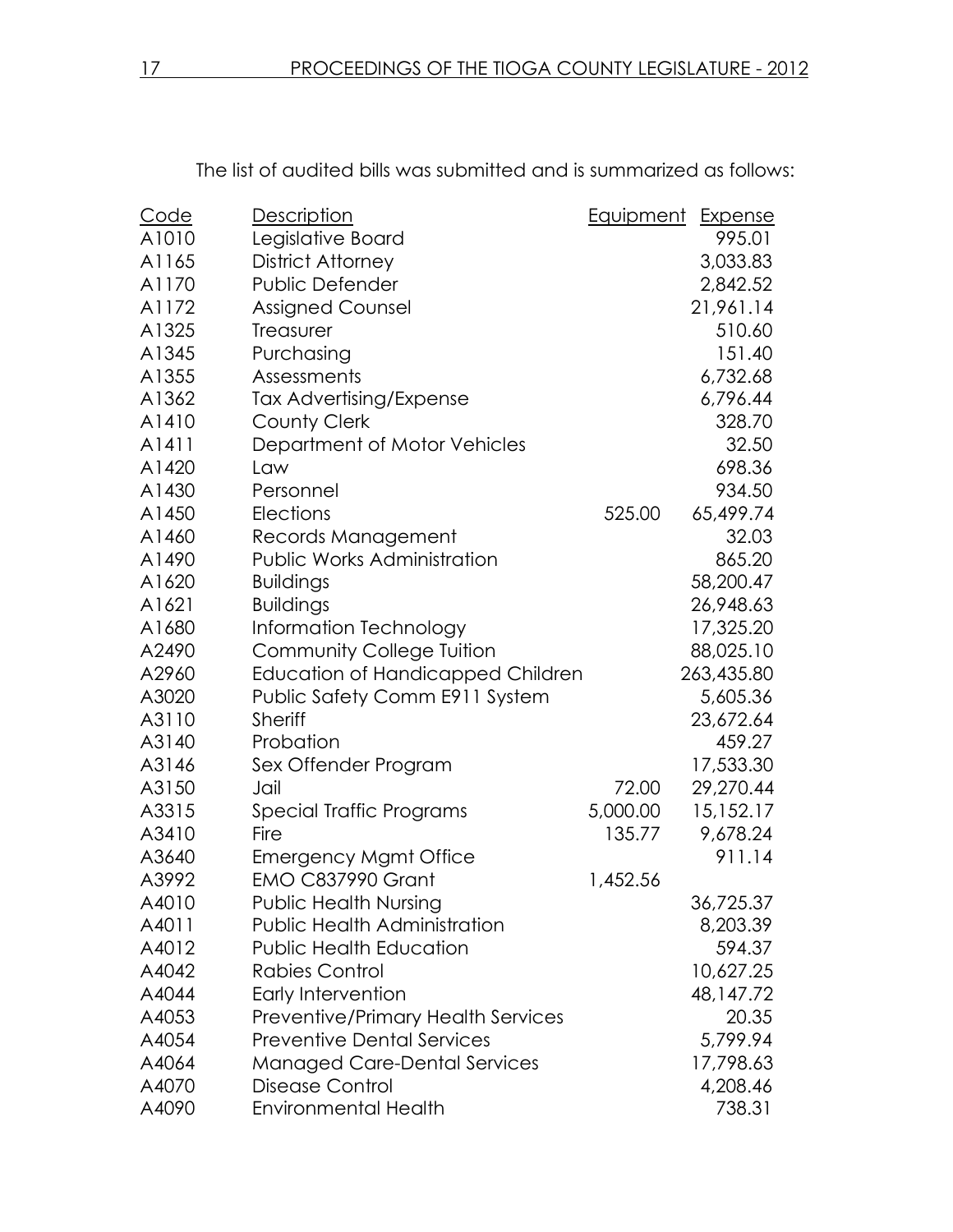The list of audited bills was submitted and is summarized as follows:

| Code | Description | Equipment | Expense |
|---|---|---|---|
| A1010 | Legislative Board | | 995.01 |
| A1165 | District Attorney | | 3,033.83 |
| A1170 | Public Defender | | 2,842.52 |
| A1172 | Assigned Counsel | | 21,961.14 |
| A1325 | Treasurer | | 510.60 |
| A1345 | Purchasing | | 151.40 |
| A1355 | Assessments | | 6,732.68 |
| A1362 | Tax Advertising/Expense | | 6,796.44 |
| A1410 | County Clerk | | 328.70 |
| A1411 | Department of Motor Vehicles | | 32.50 |
| A1420 | Law | | 698.36 |
| A1430 | Personnel | | 934.50 |
| A1450 | Elections | 525.00 | 65,499.74 |
| A1460 | Records Management | | 32.03 |
| A1490 | Public Works Administration | | 865.20 |
| A1620 | Buildings | | 58,200.47 |
| A1621 | Buildings | | 26,948.63 |
| A1680 | Information Technology | | 17,325.20 |
| A2490 | Community College Tuition | | 88,025.10 |
| A2960 | Education of Handicapped Children | | 263,435.80 |
| A3020 | Public Safety Comm E911 System | | 5,605.36 |
| A3110 | Sheriff | | 23,672.64 |
| A3140 | Probation | | 459.27 |
| A3146 | Sex Offender Program | | 17,533.30 |
| A3150 | Jail | 72.00 | 29,270.44 |
| A3315 | Special Traffic Programs | 5,000.00 | 15,152.17 |
| A3410 | Fire | 135.77 | 9,678.24 |
| A3640 | Emergency Mgmt Office | | 911.14 |
| A3992 | EMO C837990 Grant | 1,452.56 | |
| A4010 | Public Health Nursing | | 36,725.37 |
| A4011 | Public Health Administration | | 8,203.39 |
| A4012 | Public Health Education | | 594.37 |
| A4042 | Rabies Control | | 10,627.25 |
| A4044 | Early Intervention | | 48,147.72 |
| A4053 | Preventive/Primary Health Services | | 20.35 |
| A4054 | Preventive Dental Services | | 5,799.94 |
| A4064 | Managed Care-Dental Services | | 17,798.63 |
| A4070 | Disease Control | | 4,208.46 |
| A4090 | Environmental Health | | 738.31 |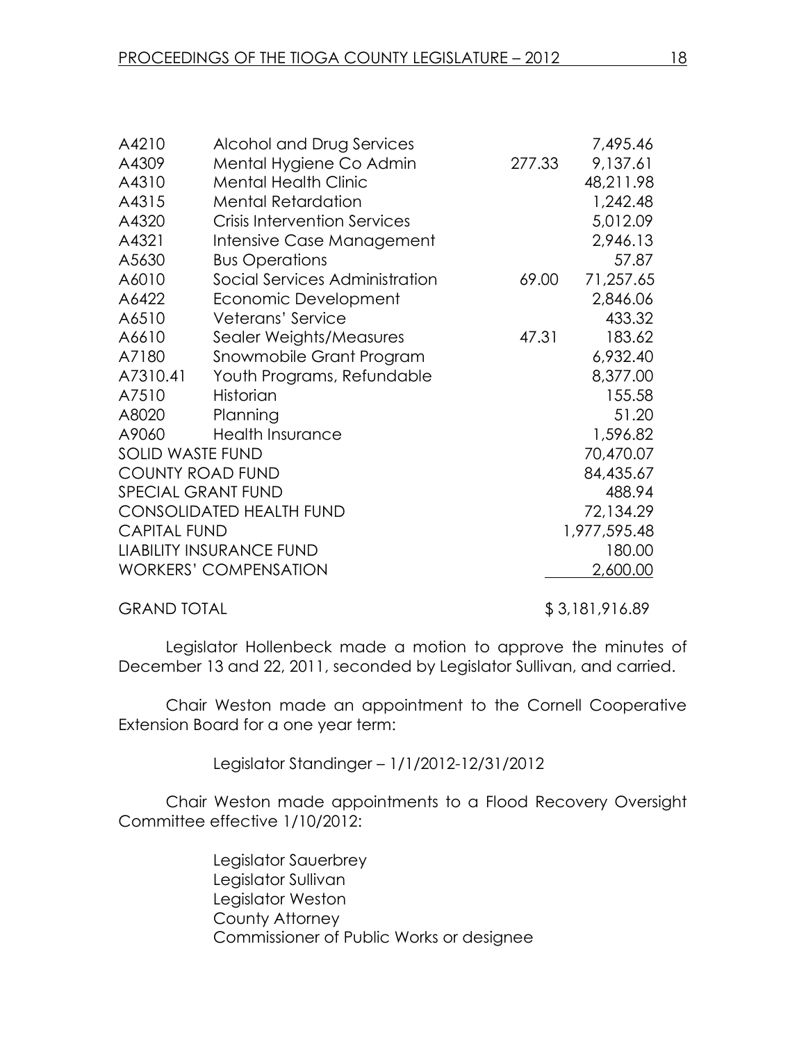| | | | |
|---|---|---|---|
| A4210 | Alcohol and Drug Services | | 7,495.46 |
| A4309 | Mental Hygiene Co Admin | 277.33 | 9,137.61 |
| A4310 | Mental Health Clinic | | 48,211.98 |
| A4315 | Mental Retardation | | 1,242.48 |
| A4320 | Crisis Intervention Services | | 5,012.09 |
| A4321 | Intensive Case Management | | 2,946.13 |
| A5630 | Bus Operations | | 57.87 |
| A6010 | Social Services Administration | 69.00 | 71,257.65 |
| A6422 | Economic Development | | 2,846.06 |
| A6510 | Veterans' Service | | 433.32 |
| A6610 | Sealer Weights/Measures | 47.31 | 183.62 |
| A7180 | Snowmobile Grant Program | | 6,932.40 |
| A7310.41 | Youth Programs, Refundable | | 8,377.00 |
| A7510 | Historian | | 155.58 |
| A8020 | Planning | | 51.20 |
| A9060 | Health Insurance | | 1,596.82 |
| SOLID WASTE FUND | | | 70,470.07 |
| COUNTY ROAD FUND | | | 84,435.67 |
| SPECIAL GRANT FUND | | | 488.94 |
| CONSOLIDATED HEALTH FUND | | | 72,134.29 |
| CAPITAL FUND | | | 1,977,595.48 |
| LIABILITY INSURANCE FUND | | | 180.00 |
| WORKERS' COMPENSATION | | | 2,600.00 |
| GRAND TOTAL | | | $ 3,181,916.89 |

Legislator Hollenbeck made a motion to approve the minutes of December 13 and 22, 2011, seconded by Legislator Sullivan, and carried.

Chair Weston made an appointment to the Cornell Cooperative Extension Board for a one year term:

Legislator Standinger – 1/1/2012-12/31/2012

Chair Weston made appointments to a Flood Recovery Oversight Committee effective 1/10/2012:

Legislator Sauerbrey
Legislator Sullivan
Legislator Weston
County Attorney
Commissioner of Public Works or designee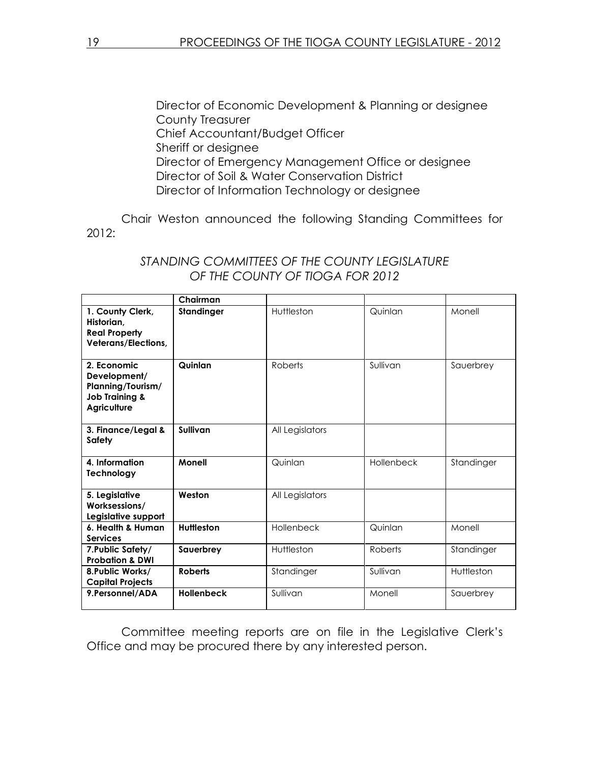Director of Economic Development & Planning or designee
County Treasurer
Chief Accountant/Budget Officer
Sheriff or designee
Director of Emergency Management Office or designee
Director of Soil & Water Conservation District
Director of Information Technology or designee

Chair Weston announced the following Standing Committees for 2012:

*STANDING COMMITTEES OF THE COUNTY LEGISLATURE OF THE COUNTY OF TIOGA FOR 2012*

| | **Chairman** | | | |
|---|---|---|---|---|
| **1. County Clerk, Historian, Real Property Veterans/Elections,** | **Standinger** | Huttleston | Quinlan | Monell |
| **2. Economic Development/ Planning/Tourism/ Job Training & Agriculture** | **Quinlan** | Roberts | Sullivan | Sauerbrey |
| **3. Finance/Legal & Safety** | **Sullivan** | All Legislators | | |
| **4. Information Technology** | **Monell** | Quinlan | Hollenbeck | Standinger |
| **5. Legislative Worksessions/ Legislative support** | **Weston** | All Legislators | | |
| **6. Health & Human Services** | **Huttleston** | Hollenbeck | Quinlan | Monell |
| **7.Public Safety/ Probation & DWI** | **Sauerbrey** | Huttleston | Roberts | Standinger |
| **8.Public Works/ Capital Projects** | **Roberts** | Standinger | Sullivan | Huttleston |
| **9.Personnel/ADA** | **Hollenbeck** | Sullivan | Monell | Sauerbrey |

Committee meeting reports are on file in the Legislative Clerk's Office and may be procured there by any interested person.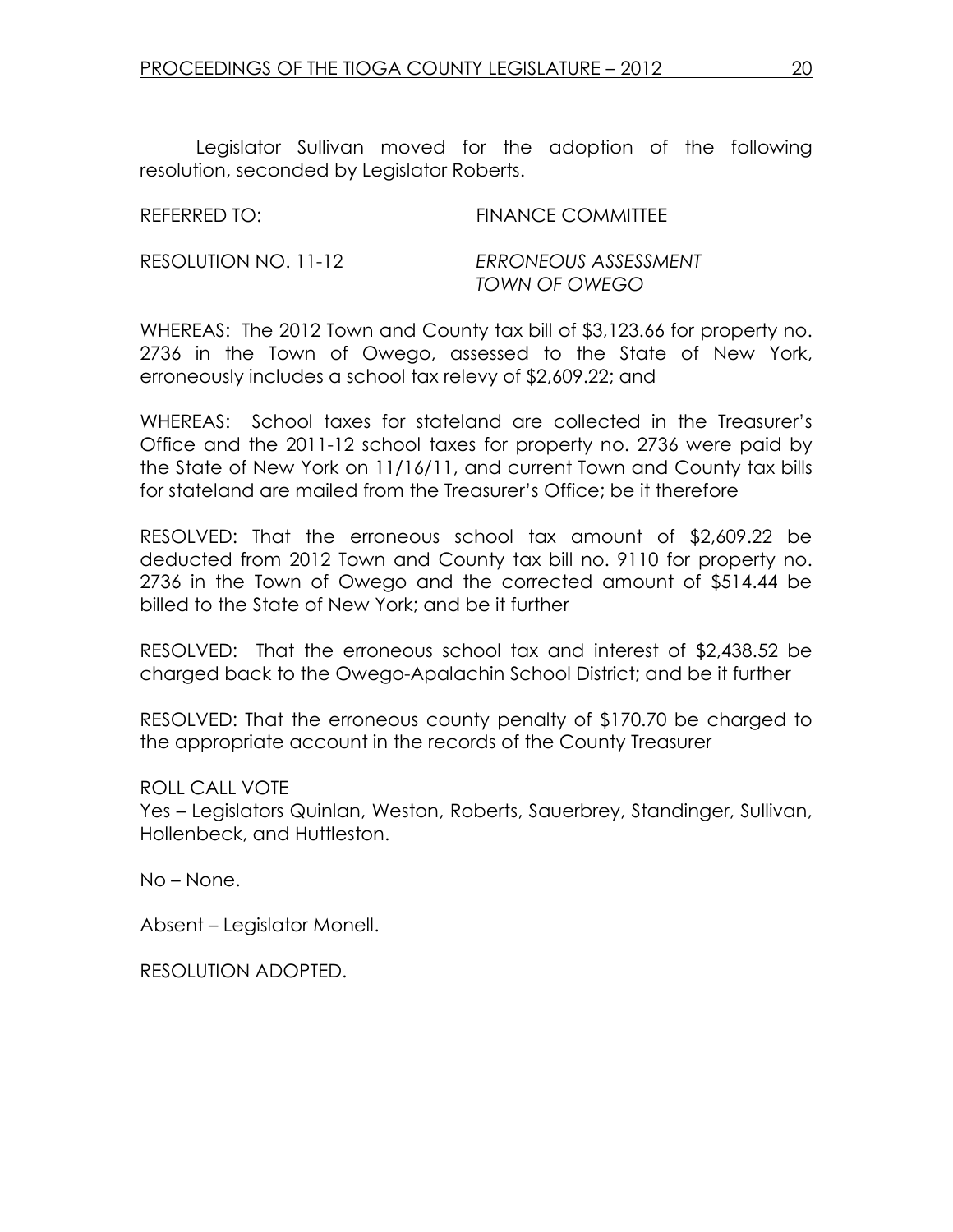Legislator Sullivan moved for the adoption of the following resolution, seconded by Legislator Roberts.

REFERRED TO: FINANCE COMMITTEE

RESOLUTION NO. 11-12 *ERRONEOUS ASSESSMENT TOWN OF OWEGO*

WHEREAS: The 2012 Town and County tax bill of $3,123.66 for property no. 2736 in the Town of Owego, assessed to the State of New York, erroneously includes a school tax relevy of $2,609.22; and

WHEREAS: School taxes for stateland are collected in the Treasurer's Office and the 2011-12 school taxes for property no. 2736 were paid by the State of New York on 11/16/11, and current Town and County tax bills for stateland are mailed from the Treasurer's Office; be it therefore

RESOLVED: That the erroneous school tax amount of $2,609.22 be deducted from 2012 Town and County tax bill no. 9110 for property no. 2736 in the Town of Owego and the corrected amount of $514.44 be billed to the State of New York; and be it further

RESOLVED: That the erroneous school tax and interest of $2,438.52 be charged back to the Owego-Apalachin School District; and be it further

RESOLVED: That the erroneous county penalty of $170.70 be charged to the appropriate account in the records of the County Treasurer

ROLL CALL VOTE
Yes – Legislators Quinlan, Weston, Roberts, Sauerbrey, Standinger, Sullivan, Hollenbeck, and Huttleston.

No – None.

Absent – Legislator Monell.

RESOLUTION ADOPTED.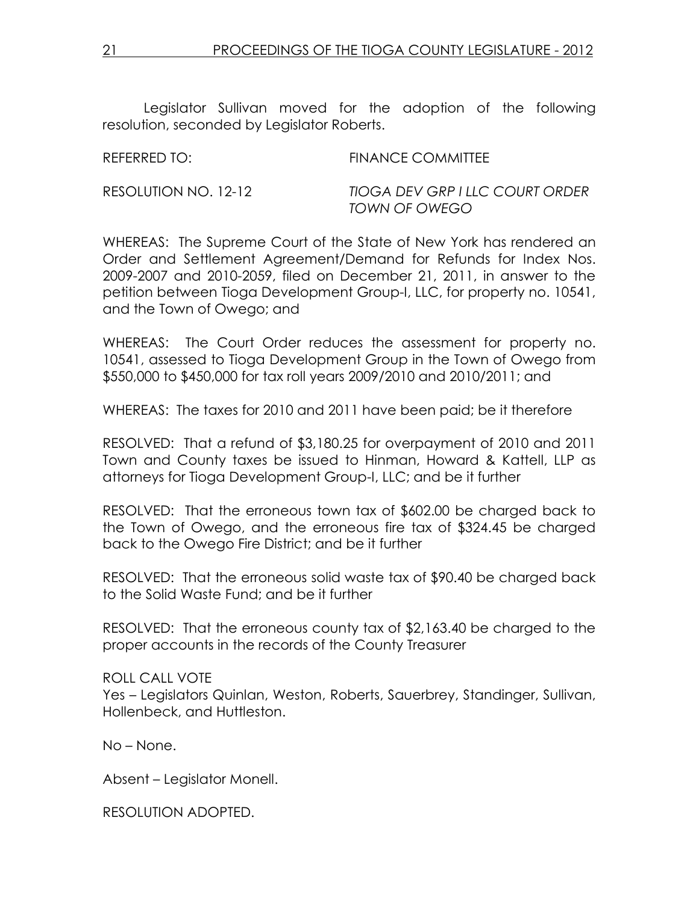Legislator Sullivan moved for the adoption of the following resolution, seconded by Legislator Roberts.

REFERRED TO: FINANCE COMMITTEE

RESOLUTION NO. 12-12 *TIOGA DEV GRP I LLC COURT ORDER TOWN OF OWEGO*

WHEREAS: The Supreme Court of the State of New York has rendered an Order and Settlement Agreement/Demand for Refunds for Index Nos. 2009-2007 and 2010-2059, filed on December 21, 2011, in answer to the petition between Tioga Development Group-I, LLC, for property no. 10541, and the Town of Owego; and

WHEREAS: The Court Order reduces the assessment for property no. 10541, assessed to Tioga Development Group in the Town of Owego from $550,000 to $450,000 for tax roll years 2009/2010 and 2010/2011; and

WHEREAS: The taxes for 2010 and 2011 have been paid; be it therefore

RESOLVED: That a refund of $3,180.25 for overpayment of 2010 and 2011 Town and County taxes be issued to Hinman, Howard & Kattell, LLP as attorneys for Tioga Development Group-I, LLC; and be it further

RESOLVED: That the erroneous town tax of $602.00 be charged back to the Town of Owego, and the erroneous fire tax of $324.45 be charged back to the Owego Fire District; and be it further

RESOLVED: That the erroneous solid waste tax of $90.40 be charged back to the Solid Waste Fund; and be it further

RESOLVED: That the erroneous county tax of $2,163.40 be charged to the proper accounts in the records of the County Treasurer

ROLL CALL VOTE
Yes – Legislators Quinlan, Weston, Roberts, Sauerbrey, Standinger, Sullivan, Hollenbeck, and Huttleston.

No – None.

Absent – Legislator Monell.

RESOLUTION ADOPTED.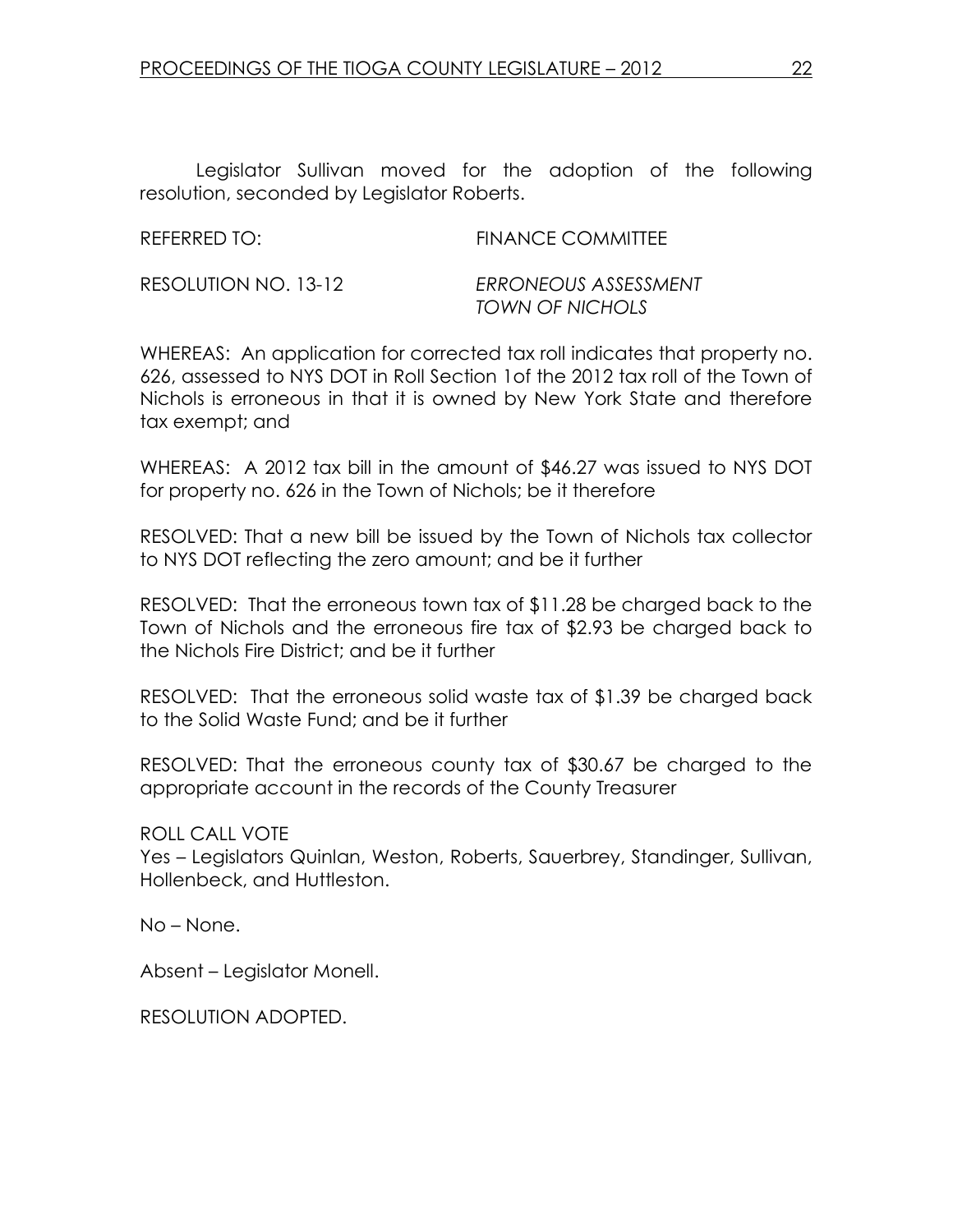Legislator Sullivan moved for the adoption of the following resolution, seconded by Legislator Roberts.

REFERRED TO: FINANCE COMMITTEE

RESOLUTION NO. 13-12 *ERRONEOUS ASSESSMENT*
*TOWN OF NICHOLS*

WHEREAS: An application for corrected tax roll indicates that property no. 626, assessed to NYS DOT in Roll Section 1of the 2012 tax roll of the Town of Nichols is erroneous in that it is owned by New York State and therefore tax exempt; and

WHEREAS: A 2012 tax bill in the amount of $46.27 was issued to NYS DOT for property no. 626 in the Town of Nichols; be it therefore

RESOLVED: That a new bill be issued by the Town of Nichols tax collector to NYS DOT reflecting the zero amount; and be it further

RESOLVED: That the erroneous town tax of $11.28 be charged back to the Town of Nichols and the erroneous fire tax of $2.93 be charged back to the Nichols Fire District; and be it further

RESOLVED: That the erroneous solid waste tax of $1.39 be charged back to the Solid Waste Fund; and be it further

RESOLVED: That the erroneous county tax of $30.67 be charged to the appropriate account in the records of the County Treasurer

ROLL CALL VOTE
Yes – Legislators Quinlan, Weston, Roberts, Sauerbrey, Standinger, Sullivan, Hollenbeck, and Huttleston.

No – None.

Absent – Legislator Monell.

RESOLUTION ADOPTED.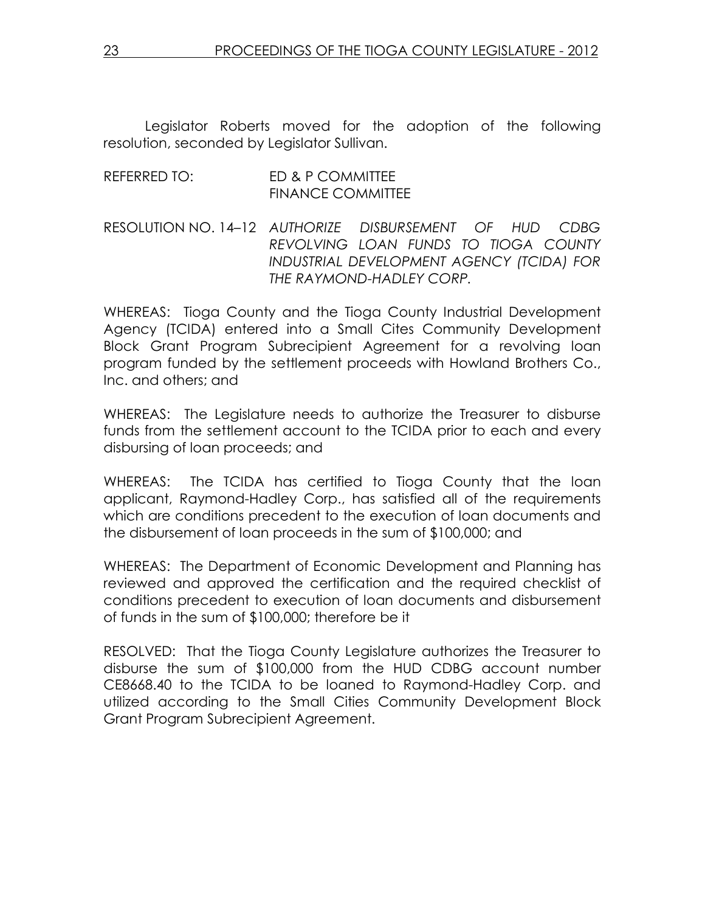Legislator Roberts moved for the adoption of the following resolution, seconded by Legislator Sullivan.

REFERRED TO: ED & P COMMITTEE
FINANCE COMMITTEE

RESOLUTION NO. 14–12 *AUTHORIZE DISBURSEMENT OF HUD CDBG REVOLVING LOAN FUNDS TO TIOGA COUNTY INDUSTRIAL DEVELOPMENT AGENCY (TCIDA) FOR THE RAYMOND-HADLEY CORP.*

WHEREAS: Tioga County and the Tioga County Industrial Development Agency (TCIDA) entered into a Small Cites Community Development Block Grant Program Subrecipient Agreement for a revolving loan program funded by the settlement proceeds with Howland Brothers Co., Inc. and others; and

WHEREAS: The Legislature needs to authorize the Treasurer to disburse funds from the settlement account to the TCIDA prior to each and every disbursing of loan proceeds; and

WHEREAS: The TCIDA has certified to Tioga County that the loan applicant, Raymond-Hadley Corp., has satisfied all of the requirements which are conditions precedent to the execution of loan documents and the disbursement of loan proceeds in the sum of $100,000; and

WHEREAS: The Department of Economic Development and Planning has reviewed and approved the certification and the required checklist of conditions precedent to execution of loan documents and disbursement of funds in the sum of $100,000; therefore be it

RESOLVED: That the Tioga County Legislature authorizes the Treasurer to disburse the sum of $100,000 from the HUD CDBG account number CE8668.40 to the TCIDA to be loaned to Raymond-Hadley Corp. and utilized according to the Small Cities Community Development Block Grant Program Subrecipient Agreement.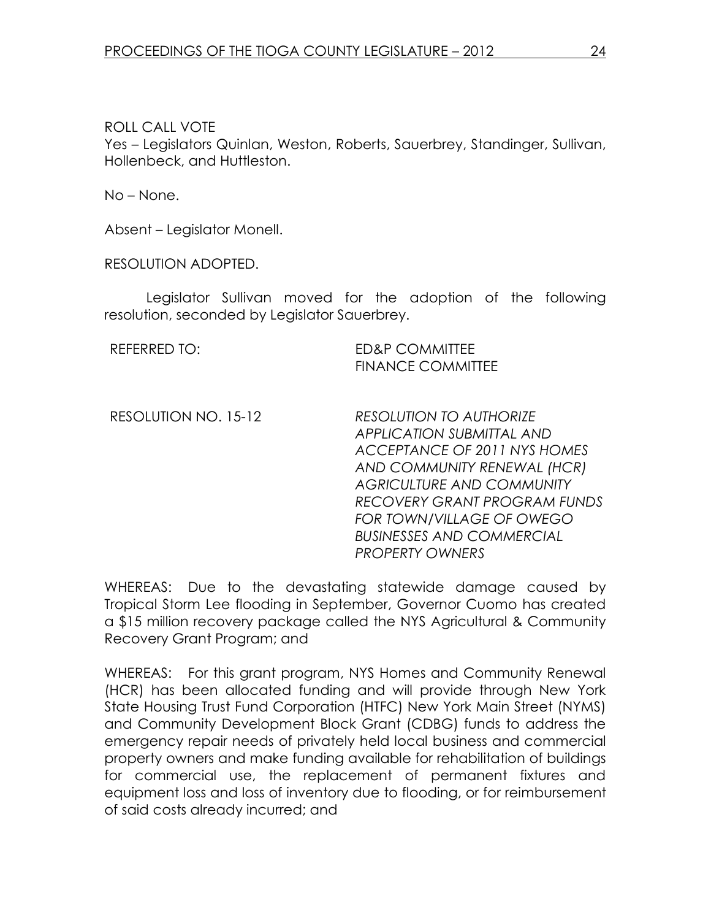ROLL CALL VOTE
Yes – Legislators Quinlan, Weston, Roberts, Sauerbrey, Standinger, Sullivan, Hollenbeck, and Huttleston.

No – None.

Absent – Legislator Monell.

RESOLUTION ADOPTED.

Legislator Sullivan moved for the adoption of the following resolution, seconded by Legislator Sauerbrey.

REFERRED TO: ED&P COMMITTEE
FINANCE COMMITTEE

RESOLUTION NO. 15-12 *RESOLUTION TO AUTHORIZE APPLICATION SUBMITTAL AND ACCEPTANCE OF 2011 NYS HOMES AND COMMUNITY RENEWAL (HCR) AGRICULTURE AND COMMUNITY RECOVERY GRANT PROGRAM FUNDS FOR TOWN/VILLAGE OF OWEGO BUSINESSES AND COMMERCIAL PROPERTY OWNERS*

WHEREAS: Due to the devastating statewide damage caused by Tropical Storm Lee flooding in September, Governor Cuomo has created a $15 million recovery package called the NYS Agricultural & Community Recovery Grant Program; and

WHEREAS: For this grant program, NYS Homes and Community Renewal (HCR) has been allocated funding and will provide through New York State Housing Trust Fund Corporation (HTFC) New York Main Street (NYMS) and Community Development Block Grant (CDBG) funds to address the emergency repair needs of privately held local business and commercial property owners and make funding available for rehabilitation of buildings for commercial use, the replacement of permanent fixtures and equipment loss and loss of inventory due to flooding, or for reimbursement of said costs already incurred; and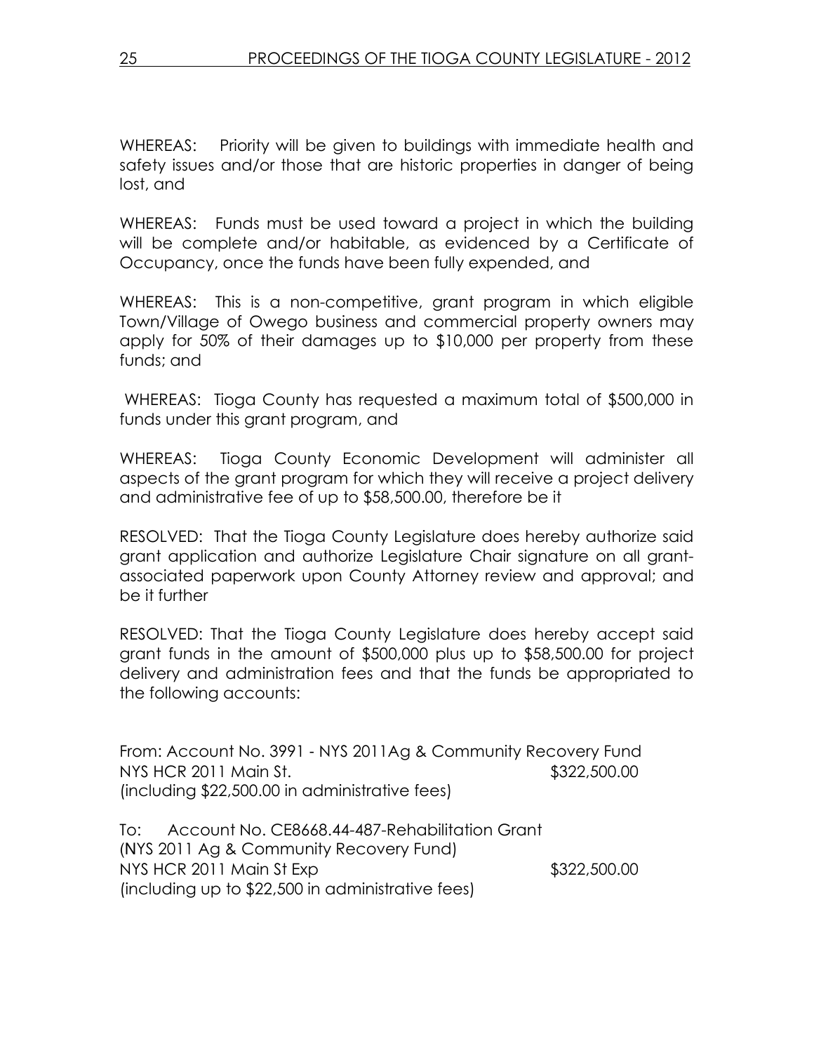WHEREAS: Priority will be given to buildings with immediate health and safety issues and/or those that are historic properties in danger of being lost, and

WHEREAS: Funds must be used toward a project in which the building will be complete and/or habitable, as evidenced by a Certificate of Occupancy, once the funds have been fully expended, and

WHEREAS: This is a non-competitive, grant program in which eligible Town/Village of Owego business and commercial property owners may apply for 50% of their damages up to $10,000 per property from these funds; and

WHEREAS: Tioga County has requested a maximum total of $500,000 in funds under this grant program, and

WHEREAS: Tioga County Economic Development will administer all aspects of the grant program for which they will receive a project delivery and administrative fee of up to $58,500.00, therefore be it

RESOLVED: That the Tioga County Legislature does hereby authorize said grant application and authorize Legislature Chair signature on all grant-associated paperwork upon County Attorney review and approval; and be it further

RESOLVED: That the Tioga County Legislature does hereby accept said grant funds in the amount of $500,000 plus up to $58,500.00 for project delivery and administration fees and that the funds be appropriated to the following accounts:

From: Account No. 3991 - NYS 2011Ag & Community Recovery Fund
NYS HCR 2011 Main St. $322,500.00
(including $22,500.00 in administrative fees)

To: Account No. CE8668.44-487-Rehabilitation Grant
(NYS 2011 Ag & Community Recovery Fund)
NYS HCR 2011 Main St Exp $322,500.00
(including up to $22,500 in administrative fees)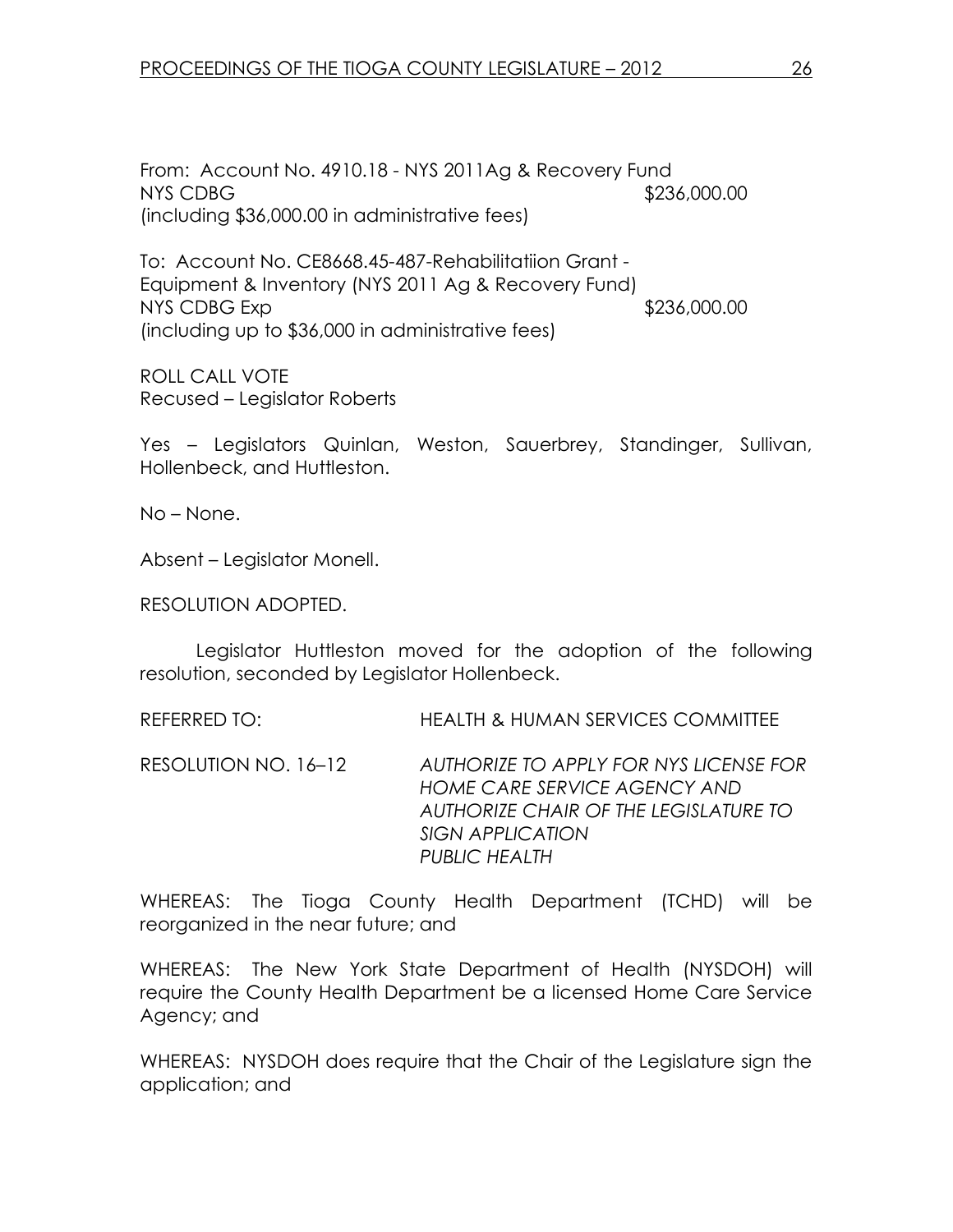From: Account No. 4910.18 - NYS 2011Ag & Recovery Fund
NYS CDBG $236,000.00
(including $36,000.00 in administrative fees)

To: Account No. CE8668.45-487-Rehabilitatiion Grant - Equipment & Inventory (NYS 2011 Ag & Recovery Fund)
NYS CDBG Exp $236,000.00
(including up to $36,000 in administrative fees)

ROLL CALL VOTE
Recused – Legislator Roberts

Yes – Legislators Quinlan, Weston, Sauerbrey, Standinger, Sullivan, Hollenbeck, and Huttleston.

No – None.

Absent – Legislator Monell.

RESOLUTION ADOPTED.

Legislator Huttleston moved for the adoption of the following resolution, seconded by Legislator Hollenbeck.

REFERRED TO: HEALTH & HUMAN SERVICES COMMITTEE

RESOLUTION NO. 16–12 *AUTHORIZE TO APPLY FOR NYS LICENSE FOR HOME CARE SERVICE AGENCY AND AUTHORIZE CHAIR OF THE LEGISLATURE TO SIGN APPLICATION*
*PUBLIC HEALTH*

WHEREAS: The Tioga County Health Department (TCHD) will be reorganized in the near future; and

WHEREAS: The New York State Department of Health (NYSDOH) will require the County Health Department be a licensed Home Care Service Agency; and

WHEREAS: NYSDOH does require that the Chair of the Legislature sign the application; and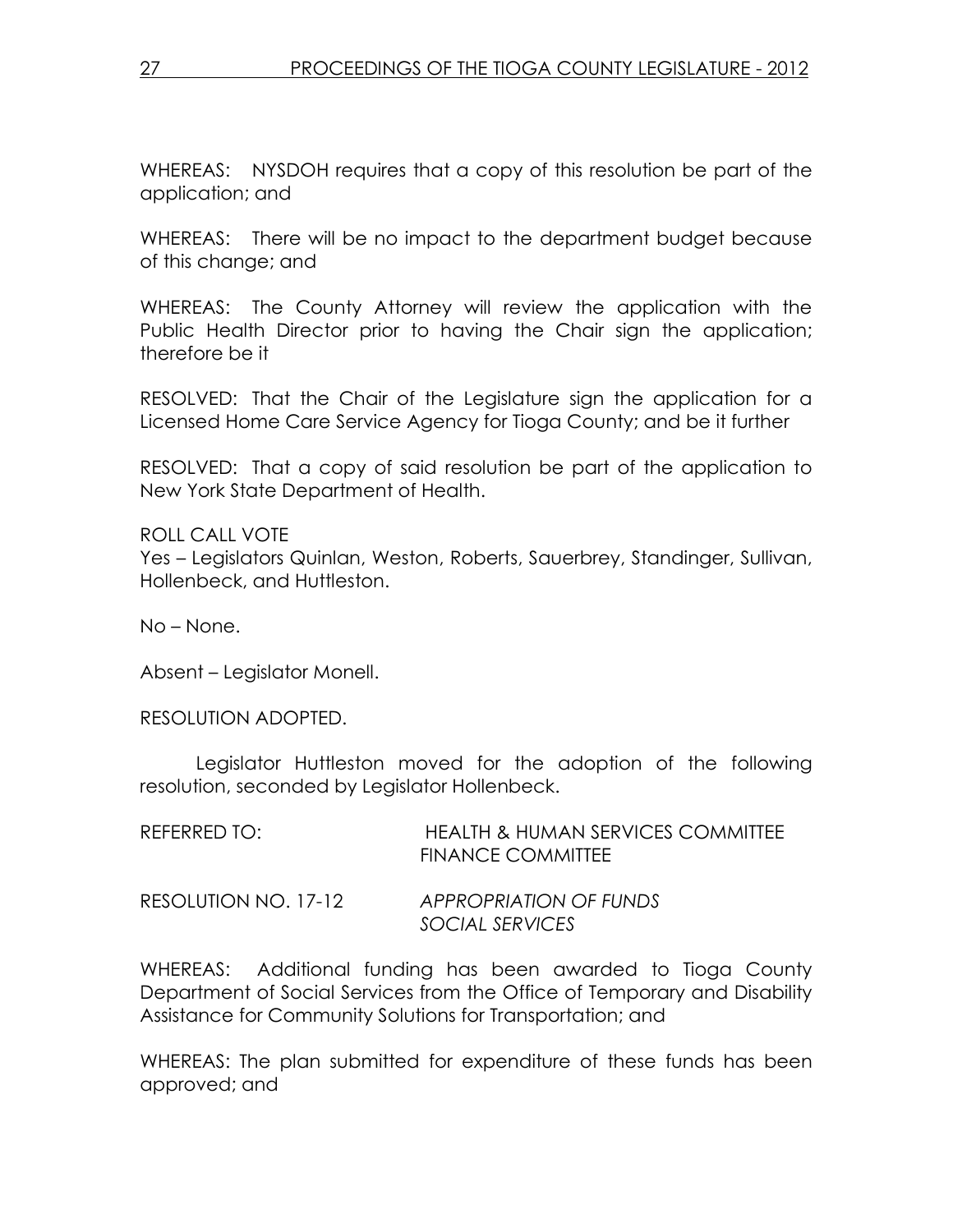WHEREAS: NYSDOH requires that a copy of this resolution be part of the application; and

WHEREAS: There will be no impact to the department budget because of this change; and

WHEREAS: The County Attorney will review the application with the Public Health Director prior to having the Chair sign the application; therefore be it

RESOLVED: That the Chair of the Legislature sign the application for a Licensed Home Care Service Agency for Tioga County; and be it further

RESOLVED: That a copy of said resolution be part of the application to New York State Department of Health.

ROLL CALL VOTE
Yes – Legislators Quinlan, Weston, Roberts, Sauerbrey, Standinger, Sullivan, Hollenbeck, and Huttleston.

No – None.

Absent – Legislator Monell.

RESOLUTION ADOPTED.

Legislator Huttleston moved for the adoption of the following resolution, seconded by Legislator Hollenbeck.

REFERRED TO: HEALTH & HUMAN SERVICES COMMITTEE
FINANCE COMMITTEE

RESOLUTION NO. 17-12 *APPROPRIATION OF FUNDS*
*SOCIAL SERVICES*

WHEREAS: Additional funding has been awarded to Tioga County Department of Social Services from the Office of Temporary and Disability Assistance for Community Solutions for Transportation; and

WHEREAS: The plan submitted for expenditure of these funds has been approved; and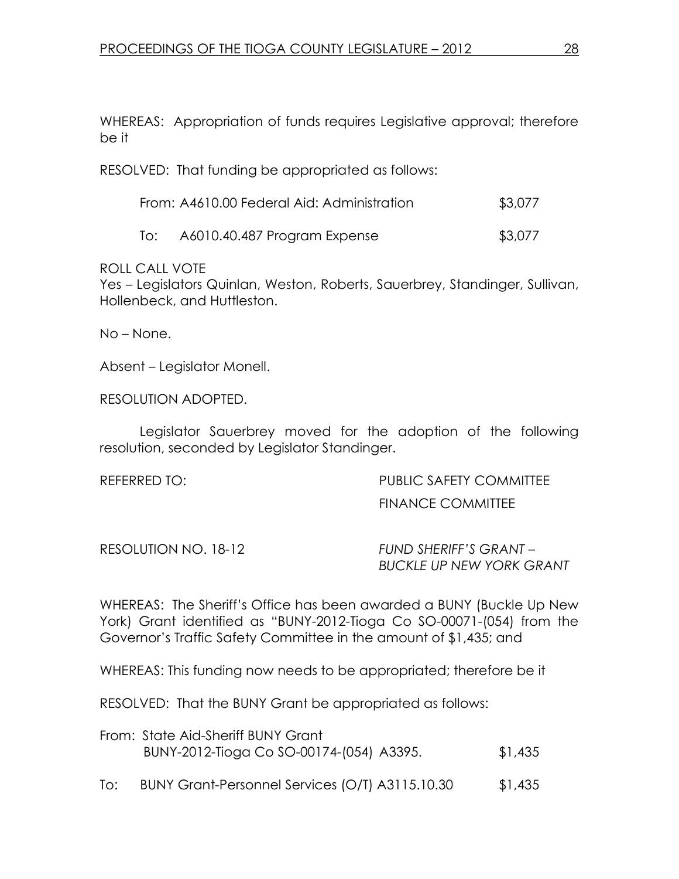WHEREAS: Appropriation of funds requires Legislative approval; therefore be it

RESOLVED: That funding be appropriated as follows:

| | | |
|---|---|---|
| From: | A4610.00 Federal Aid: Administration | $3,077 |
| To: | A6010.40.487 Program Expense | $3,077 |

ROLL CALL VOTE
Yes – Legislators Quinlan, Weston, Roberts, Sauerbrey, Standinger, Sullivan, Hollenbeck, and Huttleston.

No – None.

Absent – Legislator Monell.

RESOLUTION ADOPTED.

Legislator Sauerbrey moved for the adoption of the following resolution, seconded by Legislator Standinger.

REFERRED TO: PUBLIC SAFETY COMMITTEE
FINANCE COMMITTEE

RESOLUTION NO. 18-12 *FUND SHERIFF'S GRANT – BUCKLE UP NEW YORK GRANT*

WHEREAS: The Sheriff's Office has been awarded a BUNY (Buckle Up New York) Grant identified as "BUNY-2012-Tioga Co SO-00071-(054) from the Governor's Traffic Safety Committee in the amount of $1,435; and

WHEREAS: This funding now needs to be appropriated; therefore be it

RESOLVED: That the BUNY Grant be appropriated as follows:

| | | |
|---|---|---|
| From: | State Aid-Sheriff BUNY Grant BUNY-2012-Tioga Co SO-00174-(054) A3395. | $1,435 |
| To: | BUNY Grant-Personnel Services (O/T) A3115.10.30 | $1,435 |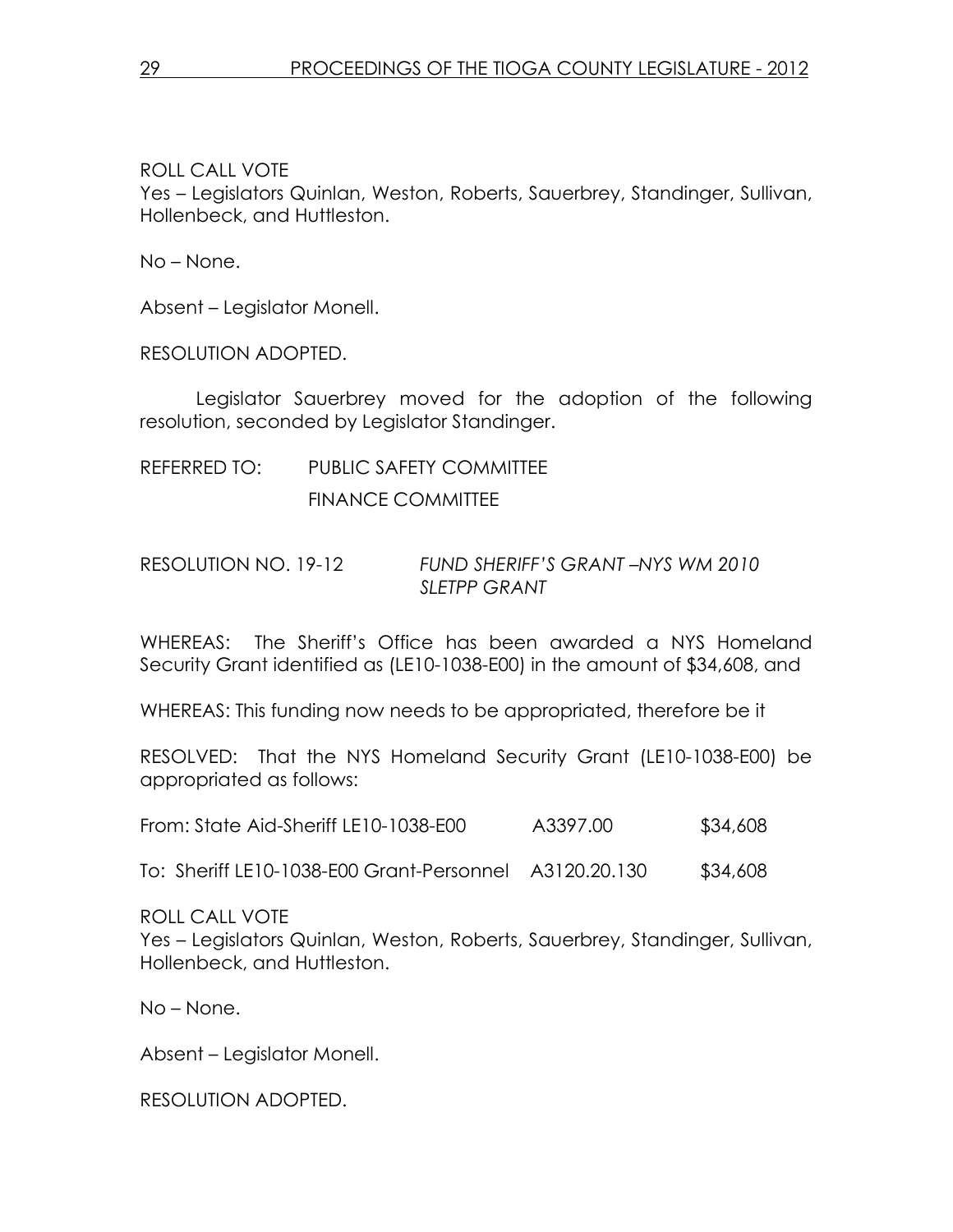ROLL CALL VOTE
Yes – Legislators Quinlan, Weston, Roberts, Sauerbrey, Standinger, Sullivan, Hollenbeck, and Huttleston.

No – None.

Absent – Legislator Monell.

RESOLUTION ADOPTED.

Legislator Sauerbrey moved for the adoption of the following resolution, seconded by Legislator Standinger.

REFERRED TO: PUBLIC SAFETY COMMITTEE
FINANCE COMMITTEE

RESOLUTION NO. 19-12 *FUND SHERIFF'S GRANT –NYS WM 2010 SLETPP GRANT*

WHEREAS: The Sheriff's Office has been awarded a NYS Homeland Security Grant identified as (LE10-1038-E00) in the amount of $34,608, and

WHEREAS: This funding now needs to be appropriated, therefore be it

RESOLVED: That the NYS Homeland Security Grant (LE10-1038-E00) be appropriated as follows:

| | | |
|---|---|---|
| From: State Aid-Sheriff LE10-1038-E00 | A3397.00 | $34,608 |
| To: Sheriff LE10-1038-E00 Grant-Personnel | A3120.20.130 | $34,608 |

ROLL CALL VOTE
Yes – Legislators Quinlan, Weston, Roberts, Sauerbrey, Standinger, Sullivan, Hollenbeck, and Huttleston.

No – None.

Absent – Legislator Monell.

RESOLUTION ADOPTED.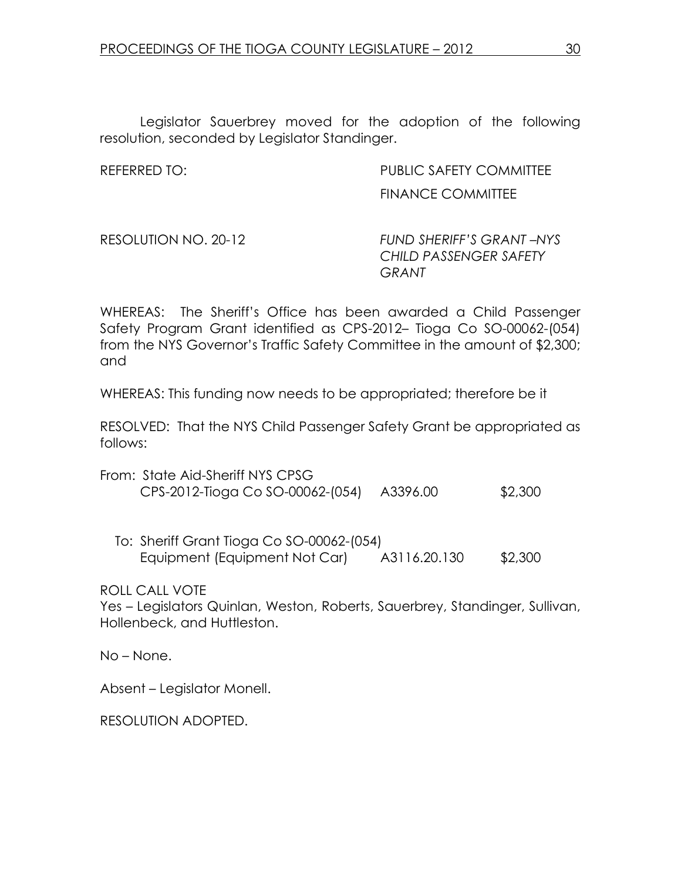Legislator Sauerbrey moved for the adoption of the following resolution, seconded by Legislator Standinger.

REFERRED TO: PUBLIC SAFETY COMMITTEE
FINANCE COMMITTEE

RESOLUTION NO. 20-12 *FUND SHERIFF'S GRANT –NYS CHILD PASSENGER SAFETY GRANT*

WHEREAS: The Sheriff's Office has been awarded a Child Passenger Safety Program Grant identified as CPS-2012– Tioga Co SO-00062-(054) from the NYS Governor's Traffic Safety Committee in the amount of $2,300; and

WHEREAS: This funding now needs to be appropriated; therefore be it

RESOLVED: That the NYS Child Passenger Safety Grant be appropriated as follows:

| | | |
|---|---|---|
| From: State Aid-Sheriff NYS CPSG CPS-2012-Tioga Co SO-00062-(054) | A3396.00 | $2,300 |
| To: Sheriff Grant Tioga Co SO-00062-(054) Equipment (Equipment Not Car) | A3116.20.130 | $2,300 |

ROLL CALL VOTE
Yes – Legislators Quinlan, Weston, Roberts, Sauerbrey, Standinger, Sullivan, Hollenbeck, and Huttleston.

No – None.

Absent – Legislator Monell.

RESOLUTION ADOPTED.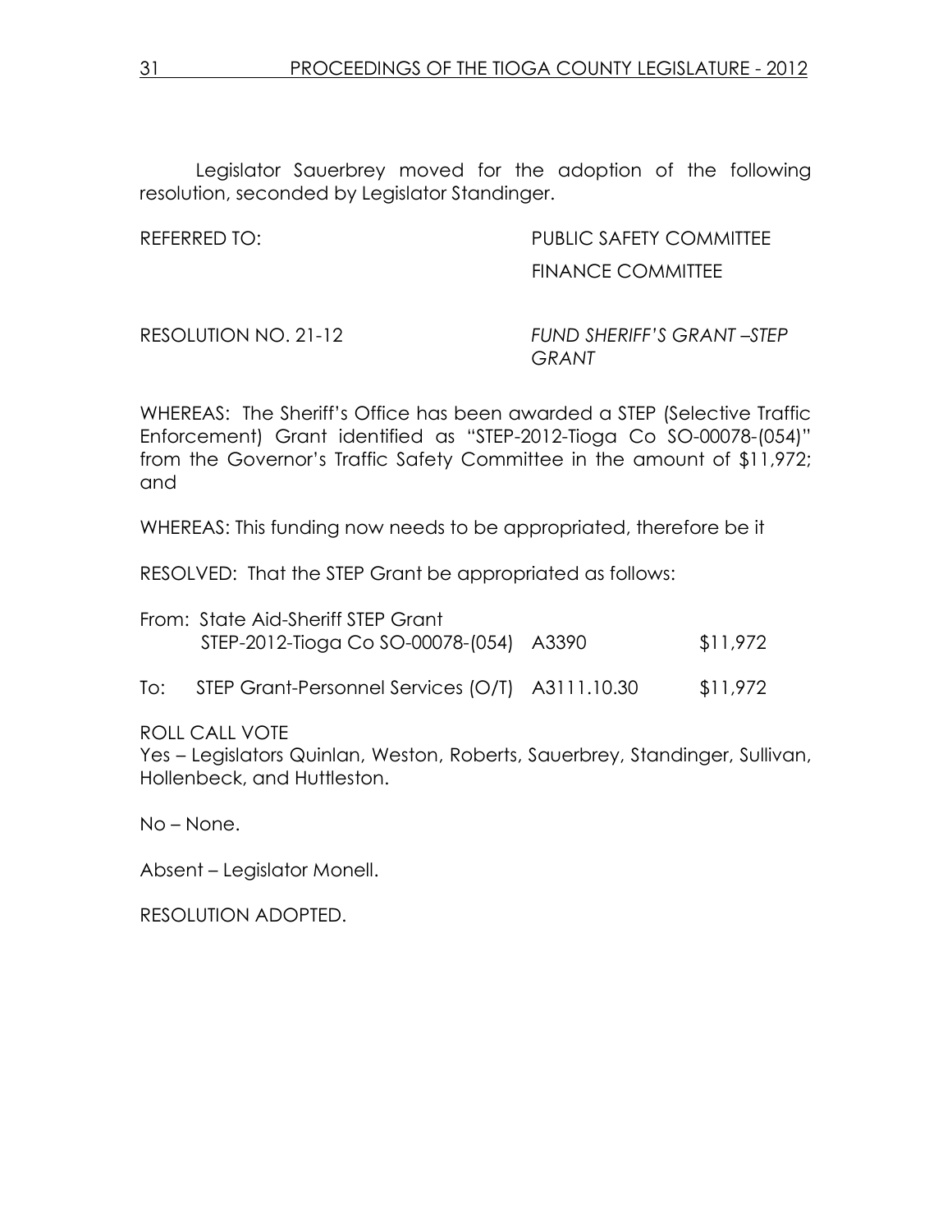Legislator Sauerbrey moved for the adoption of the following resolution, seconded by Legislator Standinger.

REFERRED TO: PUBLIC SAFETY COMMITTEE
FINANCE COMMITTEE

RESOLUTION NO. 21-12 *FUND SHERIFF'S GRANT –STEP GRANT*

WHEREAS: The Sheriff's Office has been awarded a STEP (Selective Traffic Enforcement) Grant identified as "STEP-2012-Tioga Co SO-00078-(054)" from the Governor's Traffic Safety Committee in the amount of $11,972; and

WHEREAS: This funding now needs to be appropriated, therefore be it

RESOLVED: That the STEP Grant be appropriated as follows:

| | | | |
|---|---|---|---|
| From: | State Aid-Sheriff STEP Grant STEP-2012-Tioga Co SO-00078-(054) | A3390 | $11,972 |
| To: | STEP Grant-Personnel Services (O/T) | A3111.10.30 | $11,972 |

ROLL CALL VOTE
Yes – Legislators Quinlan, Weston, Roberts, Sauerbrey, Standinger, Sullivan, Hollenbeck, and Huttleston.

No – None.

Absent – Legislator Monell.

RESOLUTION ADOPTED.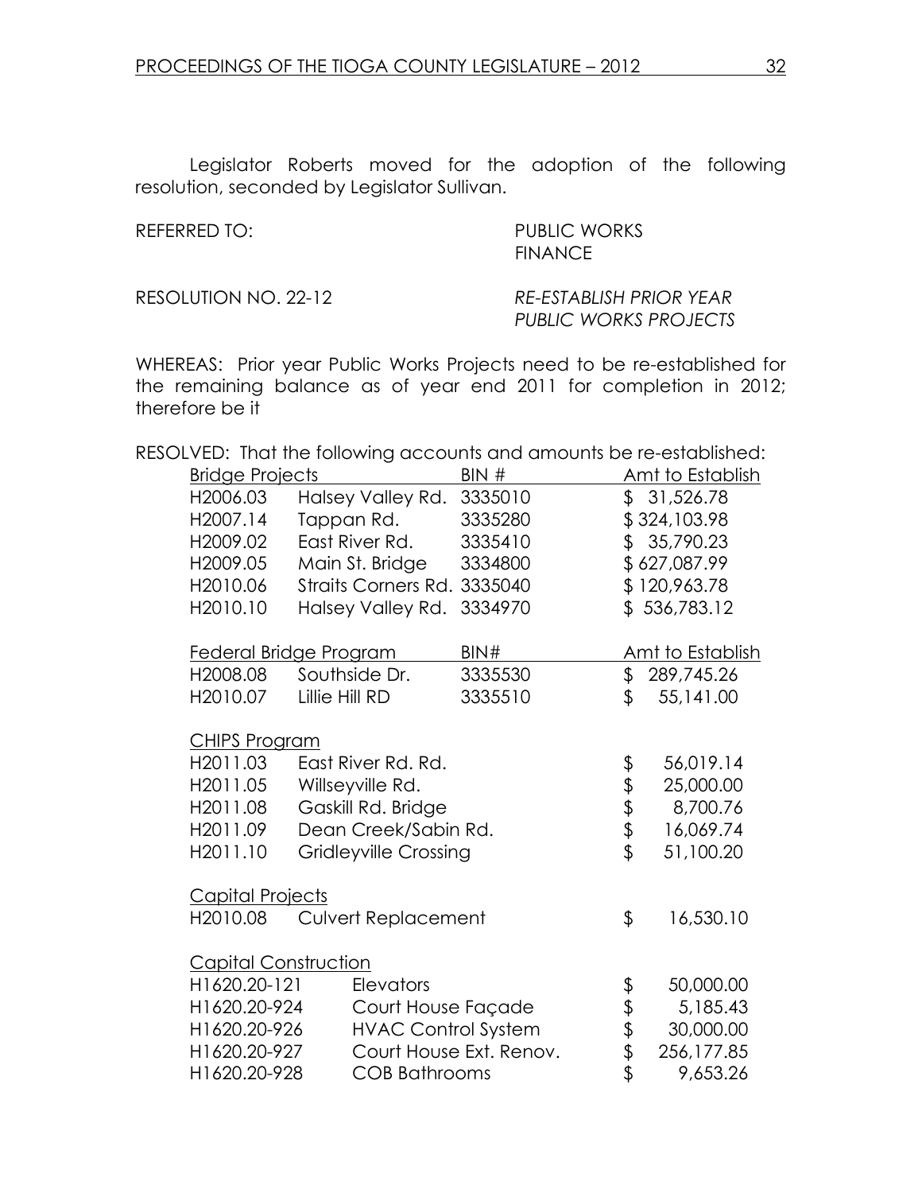Legislator Roberts moved for the adoption of the following resolution, seconded by Legislator Sullivan.

REFERRED TO: PUBLIC WORKS
FINANCE

RESOLUTION NO. 22-12 *RE-ESTABLISH PRIOR YEAR PUBLIC WORKS PROJECTS*

WHEREAS: Prior year Public Works Projects need to be re-established for the remaining balance as of year end 2011 for completion in 2012; therefore be it

RESOLVED: That the following accounts and amounts be re-established:

| Bridge Projects | | BIN # | Amt to Establish |
|---|---|---|---|
| H2006.03 | Halsey Valley Rd. | 3335010 | $ 31,526.78 |
| H2007.14 | Tappan Rd. | 3335280 | $ 324,103.98 |
| H2009.02 | East River Rd. | 3335410 | $ 35,790.23 |
| H2009.05 | Main St. Bridge | 3334800 | $ 627,087.99 |
| H2010.06 | Straits Corners Rd. | 3335040 | $ 120,963.78 |
| H2010.10 | Halsey Valley Rd. | 3334970 | $ 536,783.12 |

| Federal Bridge Program | | BIN# | Amt to Establish |
|---|---|---|---|
| H2008.08 | Southside Dr. | 3335530 | $ 289,745.26 |
| H2010.07 | Lillie Hill RD | 3335510 | $ 55,141.00 |

| CHIPS Program | | |
|---|---|---|
| H2011.03 | East River Rd. Rd. | $ 56,019.14 |
| H2011.05 | Willseyville Rd. | $ 25,000.00 |
| H2011.08 | Gaskill Rd. Bridge | $ 8,700.76 |
| H2011.09 | Dean Creek/Sabin Rd. | $ 16,069.74 |
| H2011.10 | Gridleyville Crossing | $ 51,100.20 |

| Capital Projects | | |
|---|---|---|
| H2010.08 | Culvert Replacement | $ 16,530.10 |

| Capital Construction | | |
|---|---|---|
| H1620.20-121 | Elevators | $ 50,000.00 |
| H1620.20-924 | Court House Façade | $ 5,185.43 |
| H1620.20-926 | HVAC Control System | $ 30,000.00 |
| H1620.20-927 | Court House Ext. Renov. | $ 256,177.85 |
| H1620.20-928 | COB Bathrooms | $ 9,653.26 |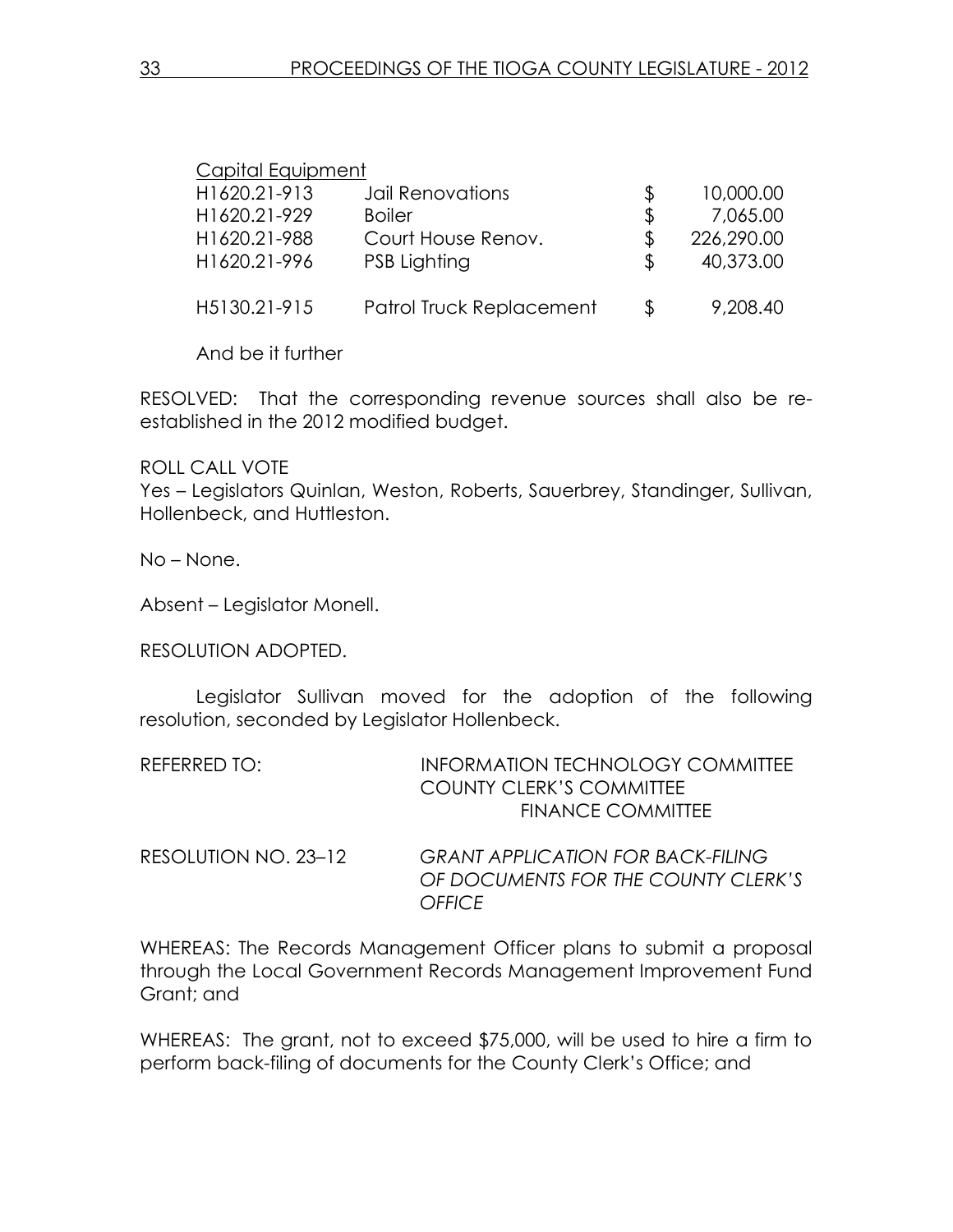<u>Capital Equipment</u>

| | | | |
|---|---|---|---|
| H1620.21-913 | Jail Renovations | $ | 10,000.00 |
| H1620.21-929 | Boiler | $ | 7,065.00 |
| H1620.21-988 | Court House Renov. | $ | 226,290.00 |
| H1620.21-996 | PSB Lighting | $ | 40,373.00 |
| H5130.21-915 | Patrol Truck Replacement | $ | 9,208.40 |

And be it further

RESOLVED: That the corresponding revenue sources shall also be re-established in the 2012 modified budget.

ROLL CALL VOTE
Yes – Legislators Quinlan, Weston, Roberts, Sauerbrey, Standinger, Sullivan, Hollenbeck, and Huttleston.

No – None.

Absent – Legislator Monell.

RESOLUTION ADOPTED.

Legislator Sullivan moved for the adoption of the following resolution, seconded by Legislator Hollenbeck.

REFERRED TO: INFORMATION TECHNOLOGY COMMITTEE
COUNTY CLERK'S COMMITTEE
FINANCE COMMITTEE

RESOLUTION NO. 23–12 *GRANT APPLICATION FOR BACK-FILING OF DOCUMENTS FOR THE COUNTY CLERK'S OFFICE*

WHEREAS: The Records Management Officer plans to submit a proposal through the Local Government Records Management Improvement Fund Grant; and

WHEREAS: The grant, not to exceed $75,000, will be used to hire a firm to perform back-filing of documents for the County Clerk's Office; and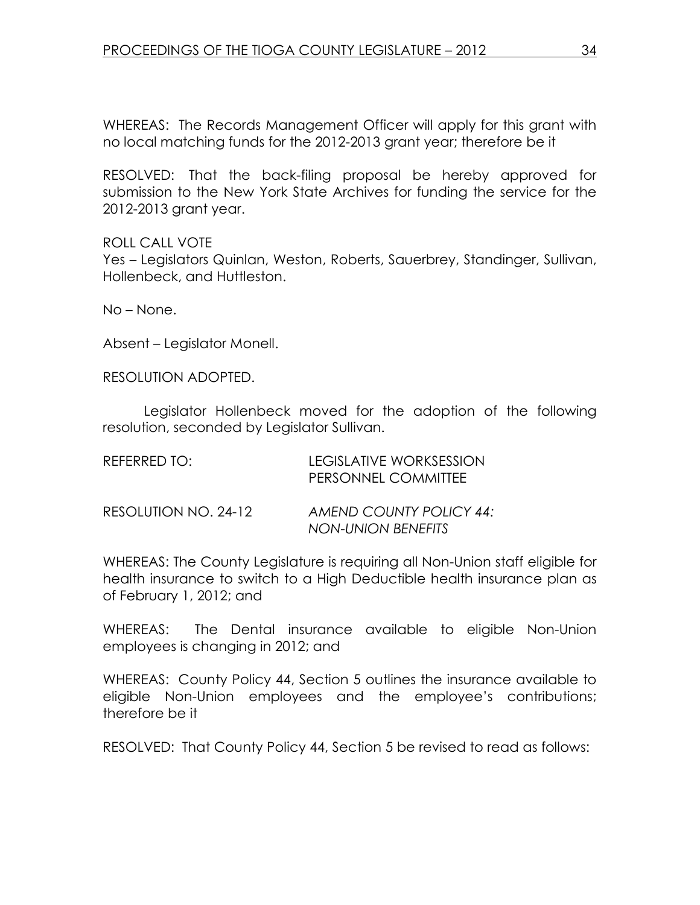WHEREAS: The Records Management Officer will apply for this grant with no local matching funds for the 2012-2013 grant year; therefore be it

RESOLVED: That the back-filing proposal be hereby approved for submission to the New York State Archives for funding the service for the 2012-2013 grant year.

ROLL CALL VOTE
Yes – Legislators Quinlan, Weston, Roberts, Sauerbrey, Standinger, Sullivan, Hollenbeck, and Huttleston.

No – None.

Absent – Legislator Monell.

RESOLUTION ADOPTED.

Legislator Hollenbeck moved for the adoption of the following resolution, seconded by Legislator Sullivan.

REFERRED TO: LEGISLATIVE WORKSESSION
PERSONNEL COMMITTEE

RESOLUTION NO. 24-12 *AMEND COUNTY POLICY 44: NON-UNION BENEFITS*

WHEREAS: The County Legislature is requiring all Non-Union staff eligible for health insurance to switch to a High Deductible health insurance plan as of February 1, 2012; and

WHEREAS: The Dental insurance available to eligible Non-Union employees is changing in 2012; and

WHEREAS: County Policy 44, Section 5 outlines the insurance available to eligible Non-Union employees and the employee's contributions; therefore be it

RESOLVED: That County Policy 44, Section 5 be revised to read as follows: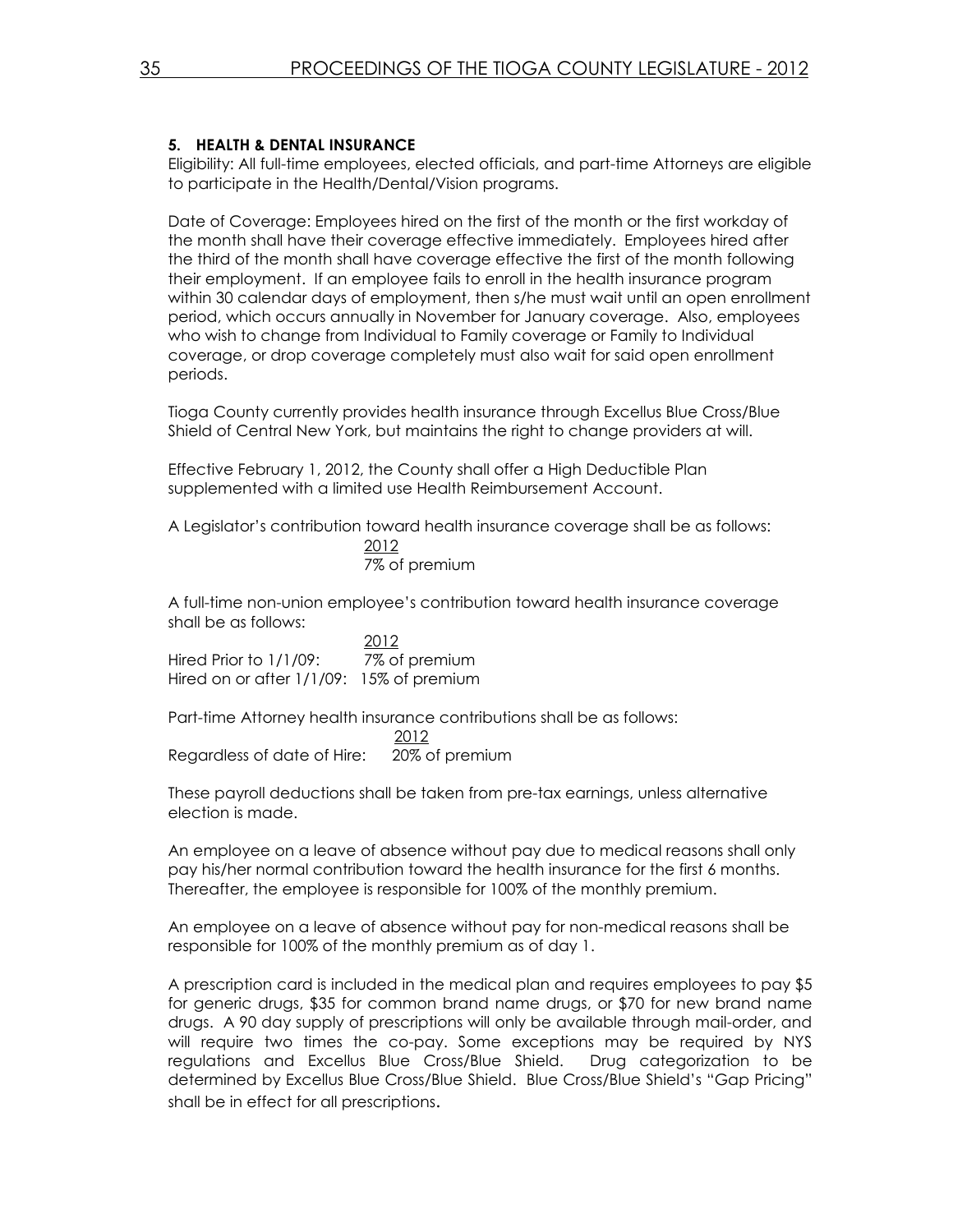### 5. HEALTH & DENTAL INSURANCE

Eligibility: All full-time employees, elected officials, and part-time Attorneys are eligible to participate in the Health/Dental/Vision programs.

Date of Coverage: Employees hired on the first of the month or the first workday of the month shall have their coverage effective immediately. Employees hired after the third of the month shall have coverage effective the first of the month following their employment. If an employee fails to enroll in the health insurance program within 30 calendar days of employment, then s/he must wait until an open enrollment period, which occurs annually in November for January coverage. Also, employees who wish to change from Individual to Family coverage or Family to Individual coverage, or drop coverage completely must also wait for said open enrollment periods.

Tioga County currently provides health insurance through Excellus Blue Cross/Blue Shield of Central New York, but maintains the right to change providers at will.

Effective February 1, 2012, the County shall offer a High Deductible Plan supplemented with a limited use Health Reimbursement Account.

A Legislator's contribution toward health insurance coverage shall be as follows:

| 2012 |
|---|
| 7% of premium |

A full-time non-union employee's contribution toward health insurance coverage shall be as follows:

| | 2012 |
|---|---|
| Hired Prior to 1/1/09: | 7% of premium |
| Hired on or after 1/1/09: | 15% of premium |

Part-time Attorney health insurance contributions shall be as follows:

| | 2012 |
|---|---|
| Regardless of date of Hire: | 20% of premium |

These payroll deductions shall be taken from pre-tax earnings, unless alternative election is made.

An employee on a leave of absence without pay due to medical reasons shall only pay his/her normal contribution toward the health insurance for the first 6 months. Thereafter, the employee is responsible for 100% of the monthly premium.

An employee on a leave of absence without pay for non-medical reasons shall be responsible for 100% of the monthly premium as of day 1.

A prescription card is included in the medical plan and requires employees to pay $5 for generic drugs, $35 for common brand name drugs, or $70 for new brand name drugs. A 90 day supply of prescriptions will only be available through mail-order, and will require two times the co-pay. Some exceptions may be required by NYS regulations and Excellus Blue Cross/Blue Shield. Drug categorization to be determined by Excellus Blue Cross/Blue Shield. Blue Cross/Blue Shield's "Gap Pricing" shall be in effect for all prescriptions.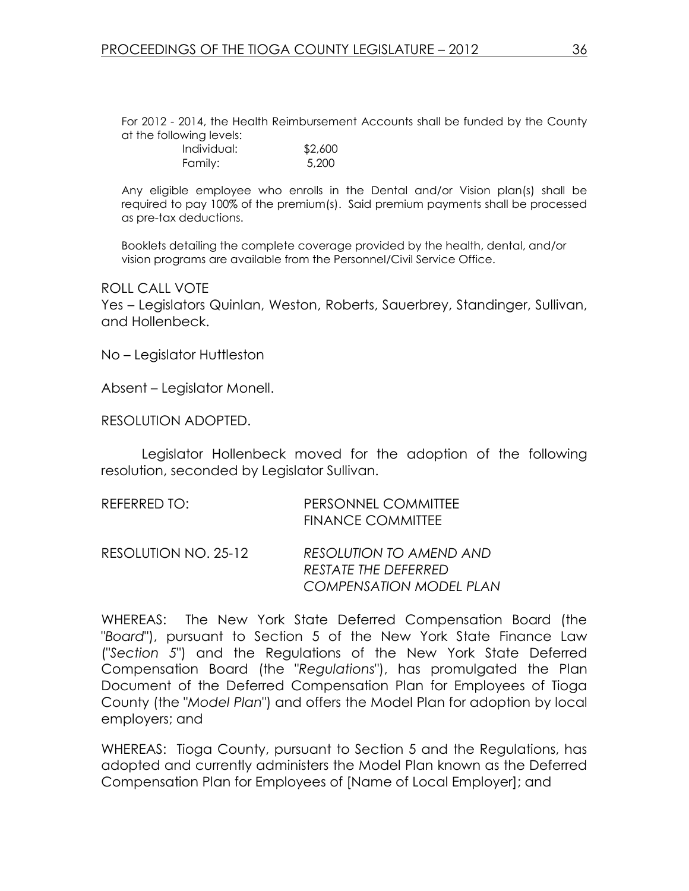For 2012 - 2014, the Health Reimbursement Accounts shall be funded by the County at the following levels:

| | |
|---|---|
| Individual: | $2,600 |
| Family: | 5,200 |

Any eligible employee who enrolls in the Dental and/or Vision plan(s) shall be required to pay 100% of the premium(s). Said premium payments shall be processed as pre-tax deductions.

Booklets detailing the complete coverage provided by the health, dental, and/or vision programs are available from the Personnel/Civil Service Office.

ROLL CALL VOTE

Yes – Legislators Quinlan, Weston, Roberts, Sauerbrey, Standinger, Sullivan, and Hollenbeck.

No – Legislator Huttleston

Absent – Legislator Monell.

RESOLUTION ADOPTED.

Legislator Hollenbeck moved for the adoption of the following resolution, seconded by Legislator Sullivan.

REFERRED TO: PERSONNEL COMMITTEE
FINANCE COMMITTEE

RESOLUTION NO. 25-12 *RESOLUTION TO AMEND AND RESTATE THE DEFERRED COMPENSATION MODEL PLAN*

WHEREAS: The New York State Deferred Compensation Board (the "*Board*"), pursuant to Section 5 of the New York State Finance Law ("*Section 5*") and the Regulations of the New York State Deferred Compensation Board (the "*Regulations*"), has promulgated the Plan Document of the Deferred Compensation Plan for Employees of Tioga County (the "*Model Plan*") and offers the Model Plan for adoption by local employers; and

WHEREAS: Tioga County, pursuant to Section 5 and the Regulations, has adopted and currently administers the Model Plan known as the Deferred Compensation Plan for Employees of [Name of Local Employer]; and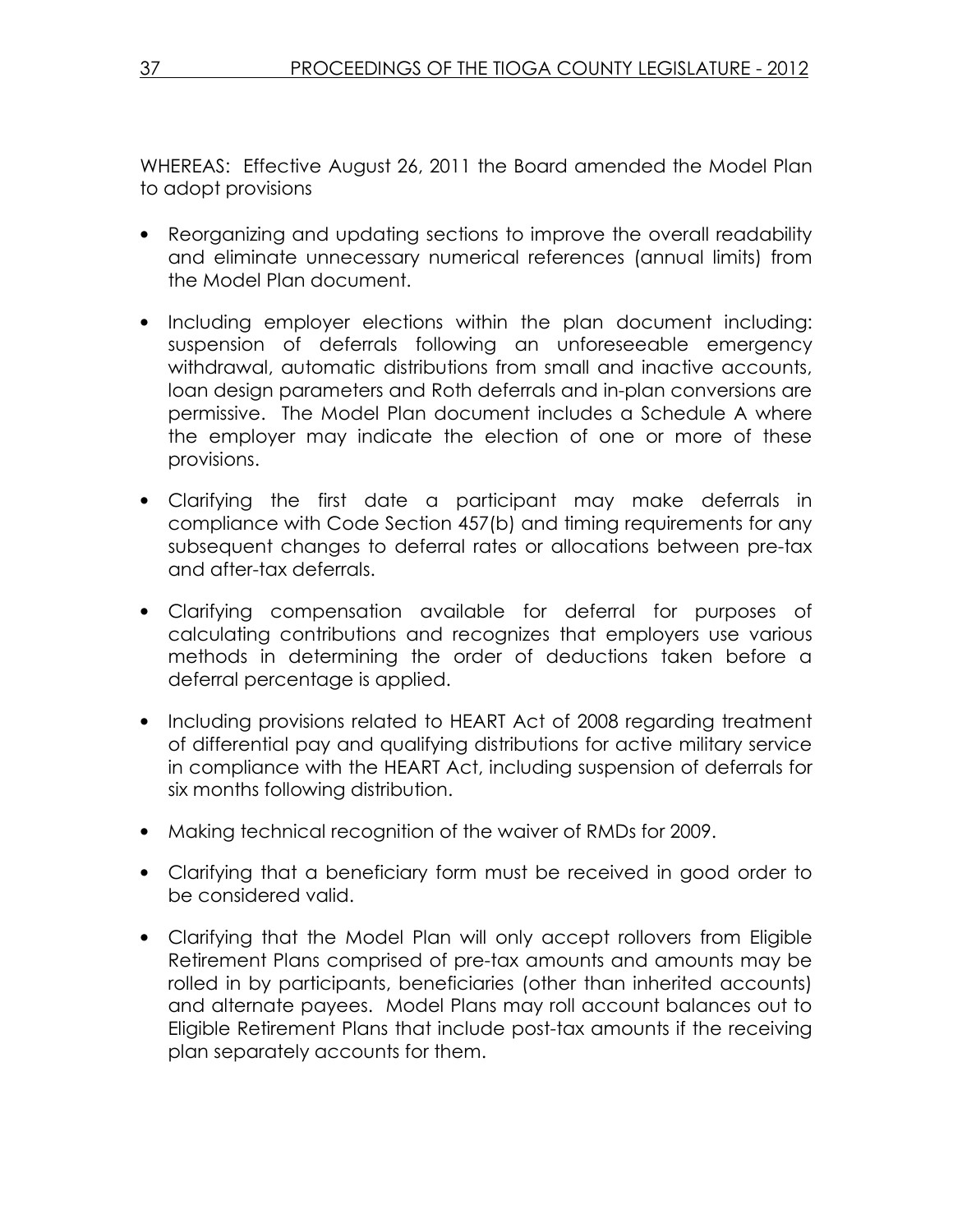WHEREAS: Effective August 26, 2011 the Board amended the Model Plan to adopt provisions

- Reorganizing and updating sections to improve the overall readability and eliminate unnecessary numerical references (annual limits) from the Model Plan document.
- Including employer elections within the plan document including: suspension of deferrals following an unforeseeable emergency withdrawal, automatic distributions from small and inactive accounts, loan design parameters and Roth deferrals and in-plan conversions are permissive. The Model Plan document includes a Schedule A where the employer may indicate the election of one or more of these provisions.
- Clarifying the first date a participant may make deferrals in compliance with Code Section 457(b) and timing requirements for any subsequent changes to deferral rates or allocations between pre-tax and after-tax deferrals.
- Clarifying compensation available for deferral for purposes of calculating contributions and recognizes that employers use various methods in determining the order of deductions taken before a deferral percentage is applied.
- Including provisions related to HEART Act of 2008 regarding treatment of differential pay and qualifying distributions for active military service in compliance with the HEART Act, including suspension of deferrals for six months following distribution.
- Making technical recognition of the waiver of RMDs for 2009.
- Clarifying that a beneficiary form must be received in good order to be considered valid.
- Clarifying that the Model Plan will only accept rollovers from Eligible Retirement Plans comprised of pre-tax amounts and amounts may be rolled in by participants, beneficiaries (other than inherited accounts) and alternate payees. Model Plans may roll account balances out to Eligible Retirement Plans that include post-tax amounts if the receiving plan separately accounts for them.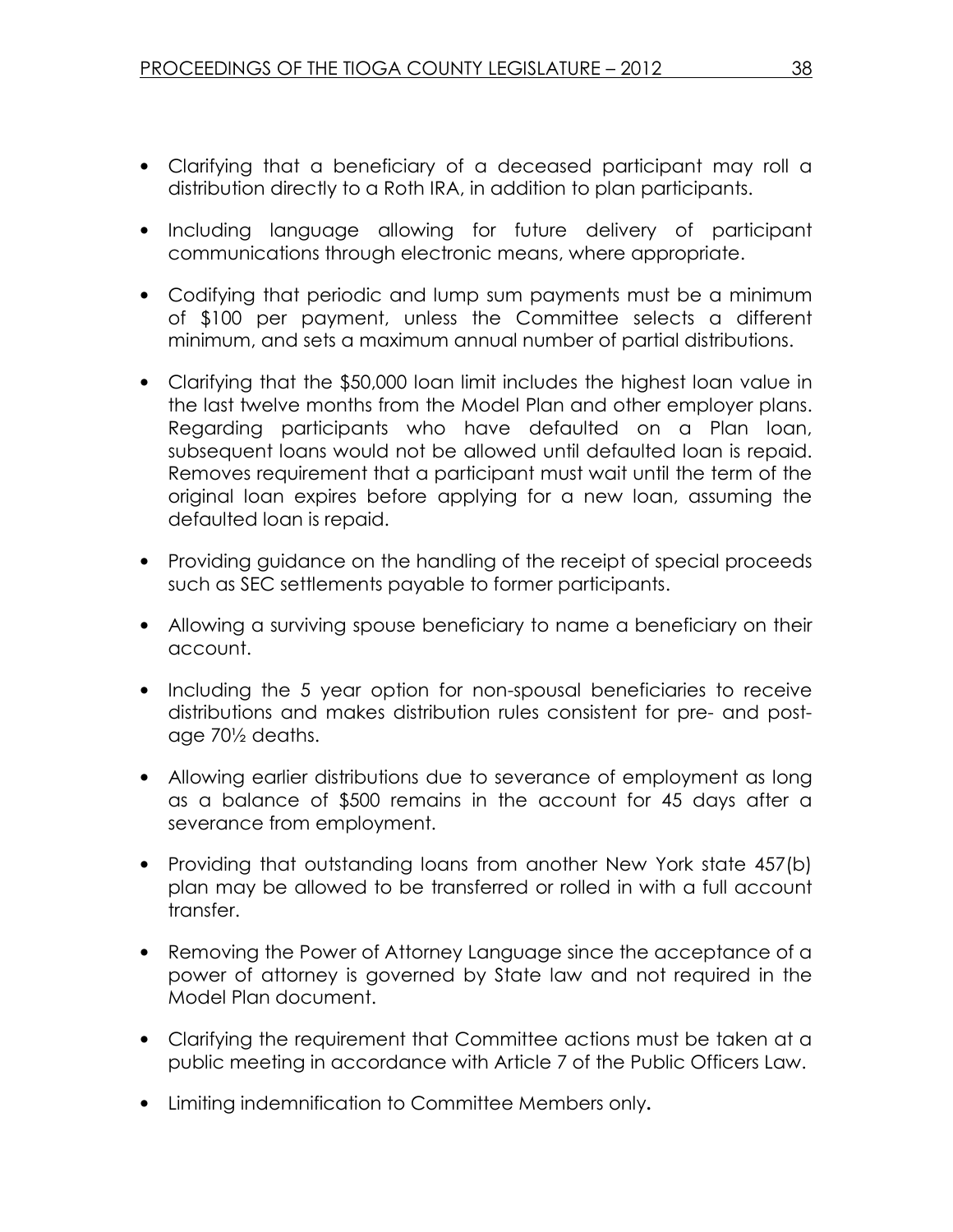- Clarifying that a beneficiary of a deceased participant may roll a distribution directly to a Roth IRA, in addition to plan participants.
- Including language allowing for future delivery of participant communications through electronic means, where appropriate.
- Codifying that periodic and lump sum payments must be a minimum of $100 per payment, unless the Committee selects a different minimum, and sets a maximum annual number of partial distributions.
- Clarifying that the $50,000 loan limit includes the highest loan value in the last twelve months from the Model Plan and other employer plans. Regarding participants who have defaulted on a Plan loan, subsequent loans would not be allowed until defaulted loan is repaid. Removes requirement that a participant must wait until the term of the original loan expires before applying for a new loan, assuming the defaulted loan is repaid.
- Providing guidance on the handling of the receipt of special proceeds such as SEC settlements payable to former participants.
- Allowing a surviving spouse beneficiary to name a beneficiary on their account.
- Including the 5 year option for non-spousal beneficiaries to receive distributions and makes distribution rules consistent for pre- and post-age 70½ deaths.
- Allowing earlier distributions due to severance of employment as long as a balance of $500 remains in the account for 45 days after a severance from employment.
- Providing that outstanding loans from another New York state 457(b) plan may be allowed to be transferred or rolled in with a full account transfer.
- Removing the Power of Attorney Language since the acceptance of a power of attorney is governed by State law and not required in the Model Plan document.
- Clarifying the requirement that Committee actions must be taken at a public meeting in accordance with Article 7 of the Public Officers Law.
- Limiting indemnification to Committee Members only**.**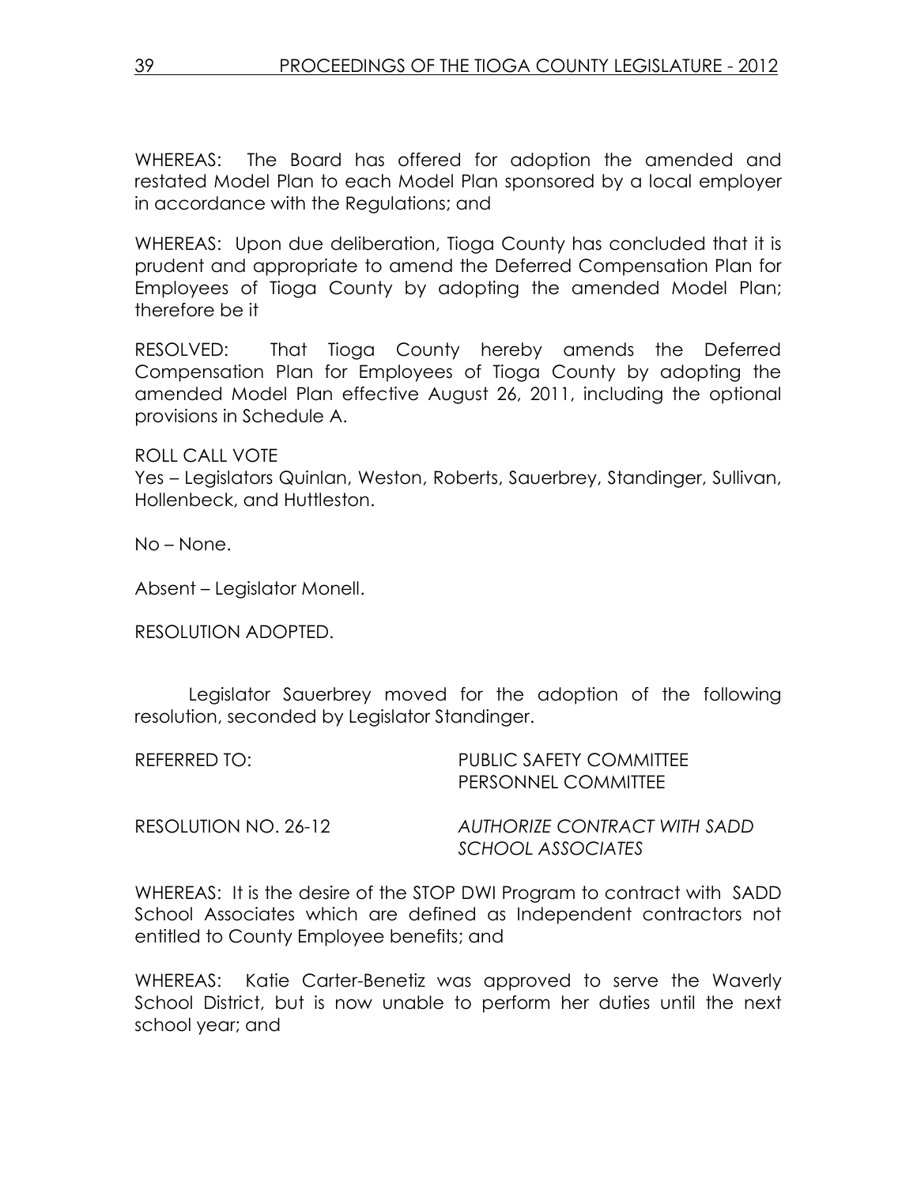WHEREAS: The Board has offered for adoption the amended and restated Model Plan to each Model Plan sponsored by a local employer in accordance with the Regulations; and

WHEREAS: Upon due deliberation, Tioga County has concluded that it is prudent and appropriate to amend the Deferred Compensation Plan for Employees of Tioga County by adopting the amended Model Plan; therefore be it

RESOLVED: That Tioga County hereby amends the Deferred Compensation Plan for Employees of Tioga County by adopting the amended Model Plan effective August 26, 2011, including the optional provisions in Schedule A.

ROLL CALL VOTE
Yes – Legislators Quinlan, Weston, Roberts, Sauerbrey, Standinger, Sullivan, Hollenbeck, and Huttleston.

No – None.

Absent – Legislator Monell.

RESOLUTION ADOPTED.

Legislator Sauerbrey moved for the adoption of the following resolution, seconded by Legislator Standinger.

REFERRED TO: PUBLIC SAFETY COMMITTEE
PERSONNEL COMMITTEE

RESOLUTION NO. 26-12 *AUTHORIZE CONTRACT WITH SADD SCHOOL ASSOCIATES*

WHEREAS: It is the desire of the STOP DWI Program to contract with SADD School Associates which are defined as Independent contractors not entitled to County Employee benefits; and

WHEREAS: Katie Carter-Benetiz was approved to serve the Waverly School District, but is now unable to perform her duties until the next school year; and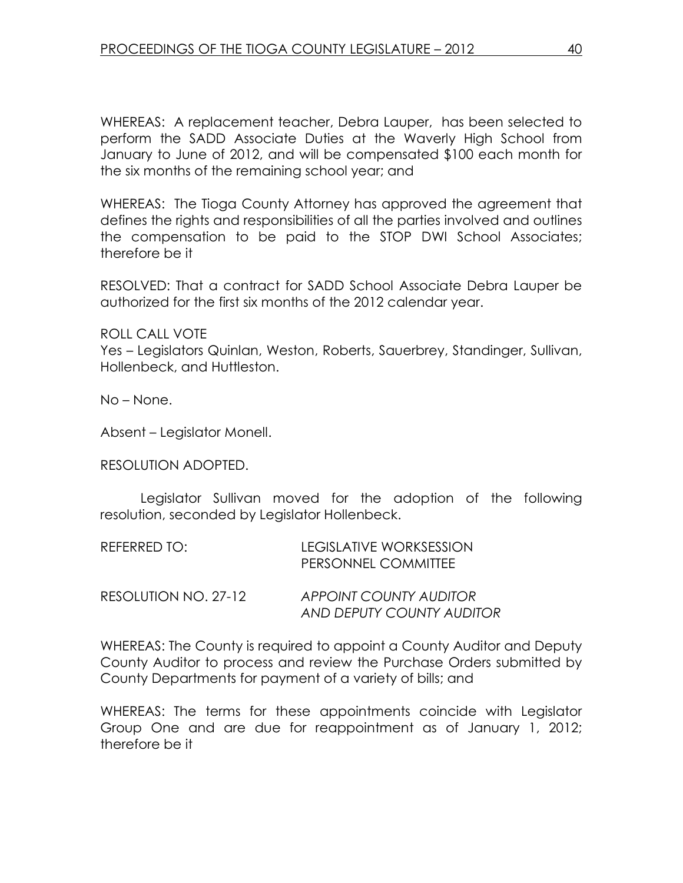WHEREAS: A replacement teacher, Debra Lauper, has been selected to perform the SADD Associate Duties at the Waverly High School from January to June of 2012, and will be compensated $100 each month for the six months of the remaining school year; and

WHEREAS: The Tioga County Attorney has approved the agreement that defines the rights and responsibilities of all the parties involved and outlines the compensation to be paid to the STOP DWI School Associates; therefore be it

RESOLVED: That a contract for SADD School Associate Debra Lauper be authorized for the first six months of the 2012 calendar year.

ROLL CALL VOTE
Yes – Legislators Quinlan, Weston, Roberts, Sauerbrey, Standinger, Sullivan, Hollenbeck, and Huttleston.

No – None.

Absent – Legislator Monell.

RESOLUTION ADOPTED.

Legislator Sullivan moved for the adoption of the following resolution, seconded by Legislator Hollenbeck.

REFERRED TO: LEGISLATIVE WORKSESSION
PERSONNEL COMMITTEE

RESOLUTION NO. 27-12 *APPOINT COUNTY AUDITOR AND DEPUTY COUNTY AUDITOR*

WHEREAS: The County is required to appoint a County Auditor and Deputy County Auditor to process and review the Purchase Orders submitted by County Departments for payment of a variety of bills; and

WHEREAS: The terms for these appointments coincide with Legislator Group One and are due for reappointment as of January 1, 2012; therefore be it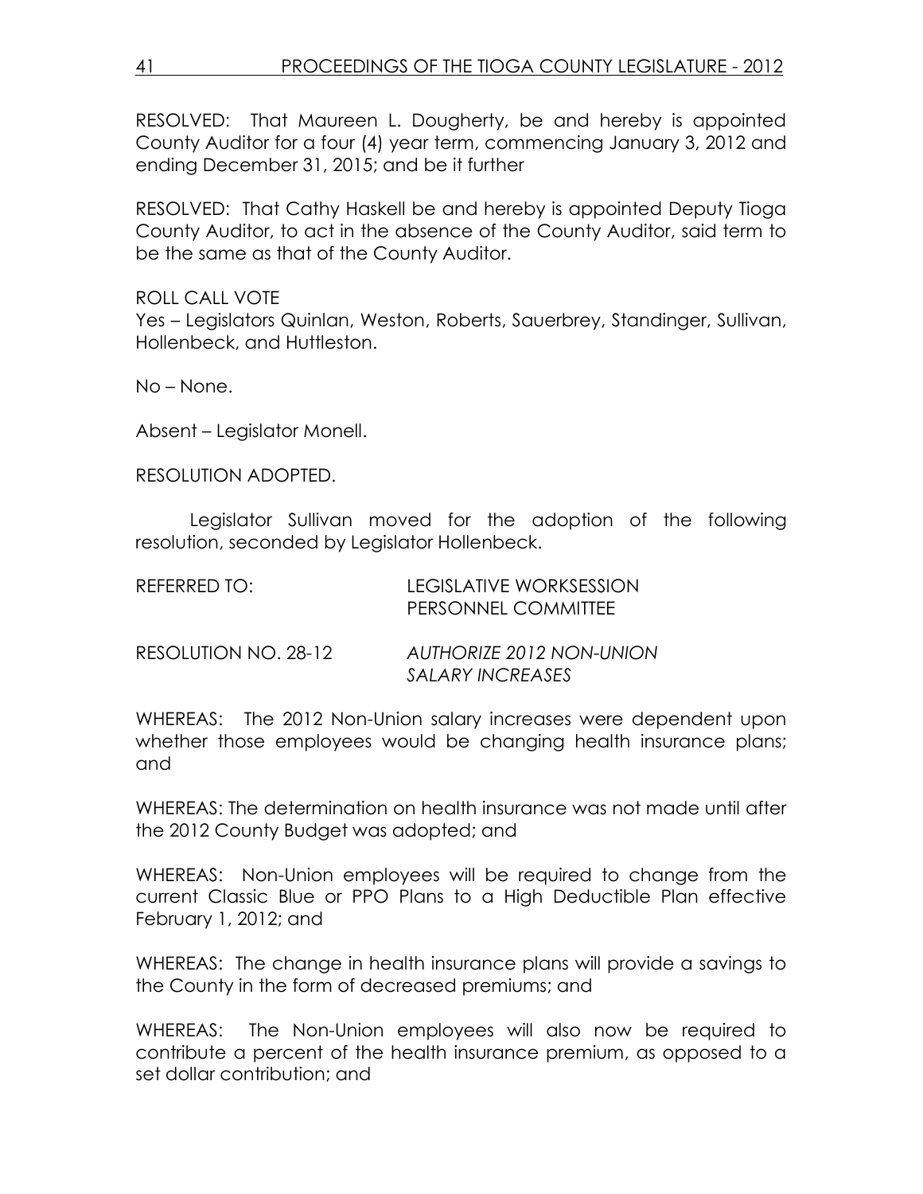RESOLVED: That Maureen L. Dougherty, be and hereby is appointed County Auditor for a four (4) year term, commencing January 3, 2012 and ending December 31, 2015; and be it further

RESOLVED: That Cathy Haskell be and hereby is appointed Deputy Tioga County Auditor, to act in the absence of the County Auditor, said term to be the same as that of the County Auditor.

ROLL CALL VOTE
Yes – Legislators Quinlan, Weston, Roberts, Sauerbrey, Standinger, Sullivan, Hollenbeck, and Huttleston.

No – None.

Absent – Legislator Monell.

RESOLUTION ADOPTED.

Legislator Sullivan moved for the adoption of the following resolution, seconded by Legislator Hollenbeck.

REFERRED TO: LEGISLATIVE WORKSESSION
PERSONNEL COMMITTEE

RESOLUTION NO. 28-12 *AUTHORIZE 2012 NON-UNION SALARY INCREASES*

WHEREAS: The 2012 Non-Union salary increases were dependent upon whether those employees would be changing health insurance plans; and

WHEREAS: The determination on health insurance was not made until after the 2012 County Budget was adopted; and

WHEREAS: Non-Union employees will be required to change from the current Classic Blue or PPO Plans to a High Deductible Plan effective February 1, 2012; and

WHEREAS: The change in health insurance plans will provide a savings to the County in the form of decreased premiums; and

WHEREAS: The Non-Union employees will also now be required to contribute a percent of the health insurance premium, as opposed to a set dollar contribution; and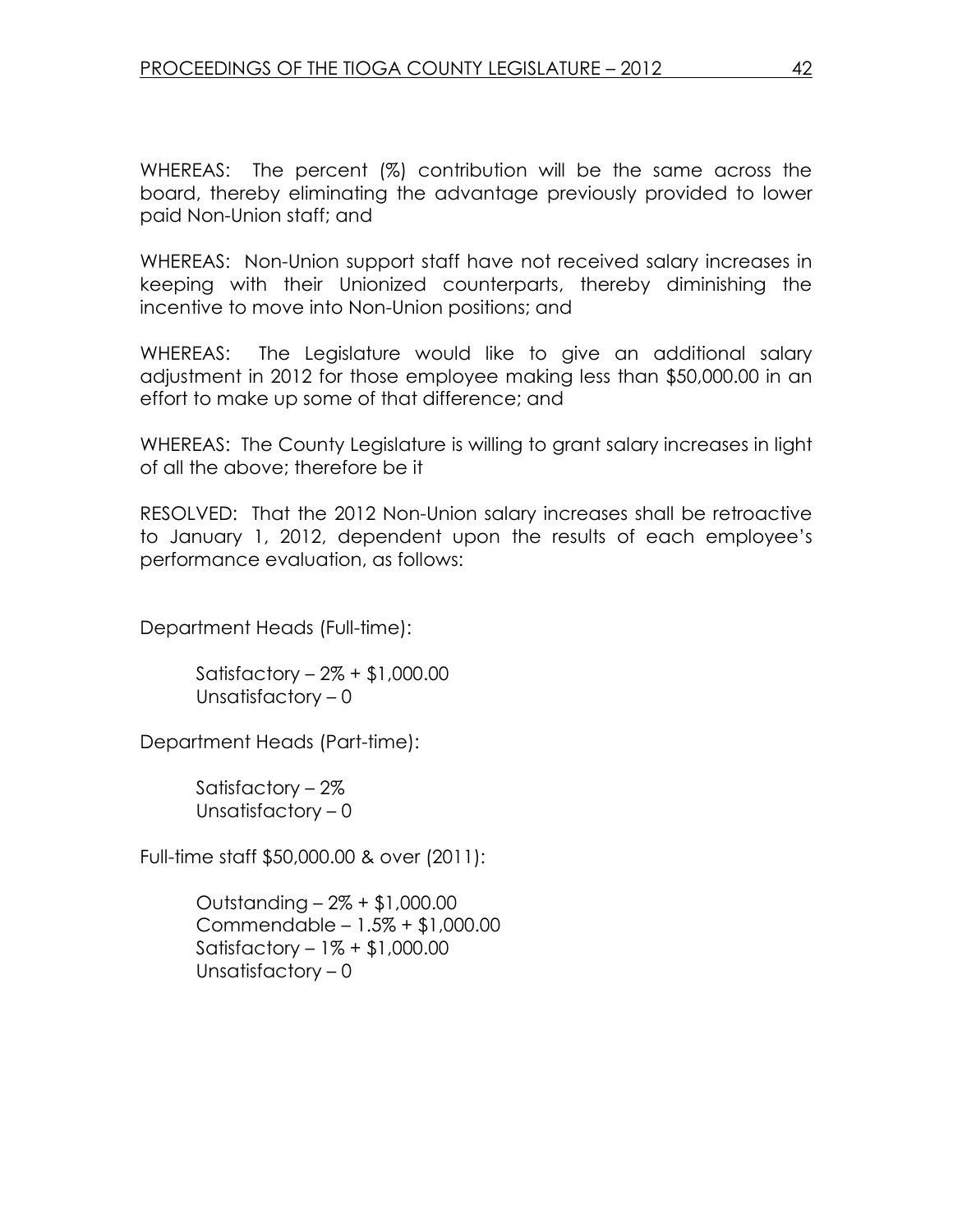WHEREAS: The percent (%) contribution will be the same across the board, thereby eliminating the advantage previously provided to lower paid Non-Union staff; and

WHEREAS: Non-Union support staff have not received salary increases in keeping with their Unionized counterparts, thereby diminishing the incentive to move into Non-Union positions; and

WHEREAS: The Legislature would like to give an additional salary adjustment in 2012 for those employee making less than $50,000.00 in an effort to make up some of that difference; and

WHEREAS: The County Legislature is willing to grant salary increases in light of all the above; therefore be it

RESOLVED: That the 2012 Non-Union salary increases shall be retroactive to January 1, 2012, dependent upon the results of each employee's performance evaluation, as follows:

Department Heads (Full-time):

> Satisfactory – 2% + $1,000.00
> Unsatisfactory – 0

Department Heads (Part-time):

> Satisfactory – 2%
> Unsatisfactory – 0

Full-time staff $50,000.00 & over (2011):

> Outstanding – 2% + $1,000.00
> Commendable – 1.5% + $1,000.00
> Satisfactory – 1% + $1,000.00
> Unsatisfactory – 0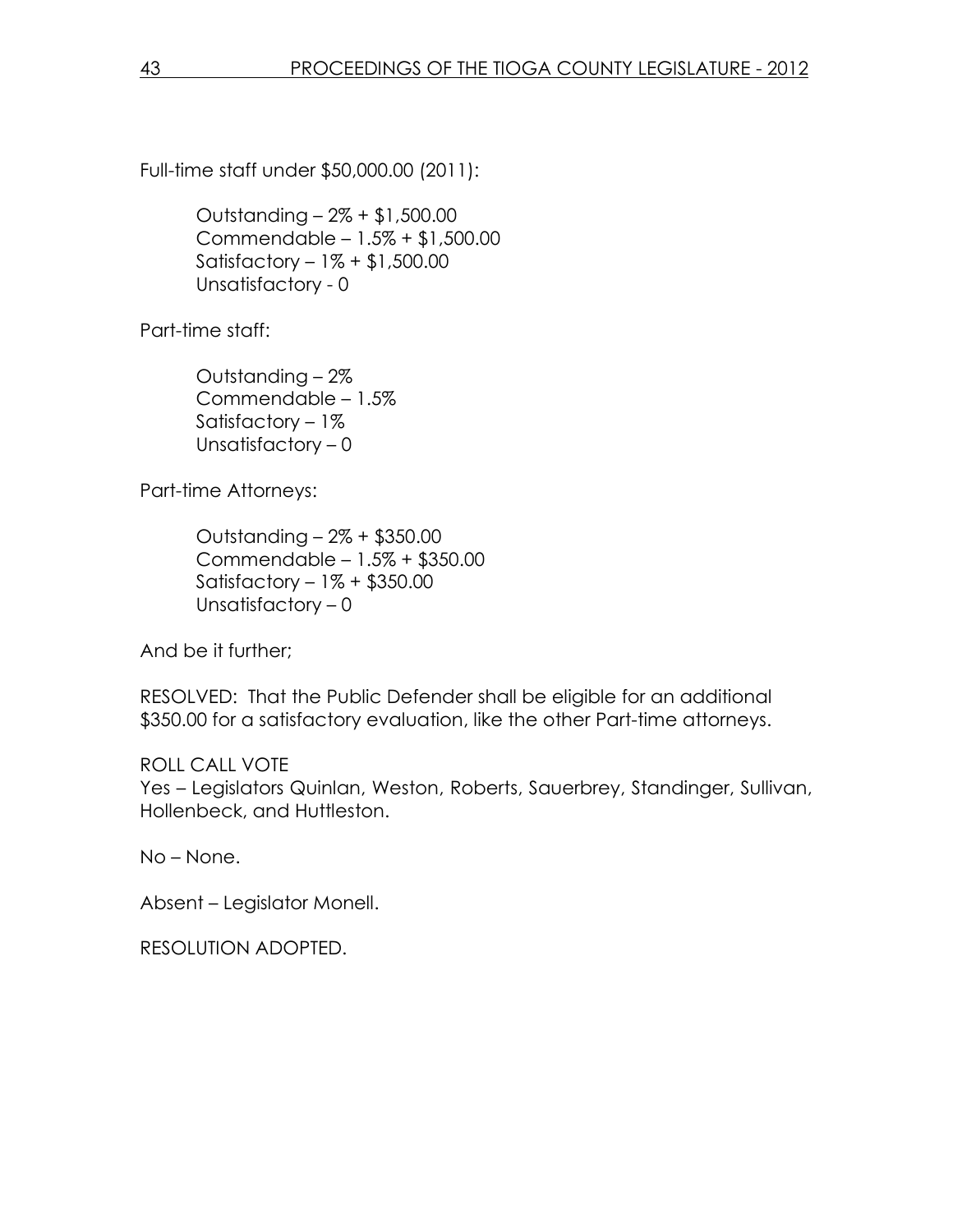Full-time staff under $50,000.00 (2011):

Outstanding – 2% + $1,500.00
Commendable – 1.5% + $1,500.00
Satisfactory – 1% + $1,500.00
Unsatisfactory - 0

Part-time staff:

Outstanding – 2%
Commendable – 1.5%
Satisfactory – 1%
Unsatisfactory – 0

Part-time Attorneys:

Outstanding – 2% + $350.00
Commendable – 1.5% + $350.00
Satisfactory – 1% + $350.00
Unsatisfactory – 0

And be it further;

RESOLVED: That the Public Defender shall be eligible for an additional $350.00 for a satisfactory evaluation, like the other Part-time attorneys.

ROLL CALL VOTE
Yes – Legislators Quinlan, Weston, Roberts, Sauerbrey, Standinger, Sullivan, Hollenbeck, and Huttleston.

No – None.

Absent – Legislator Monell.

RESOLUTION ADOPTED.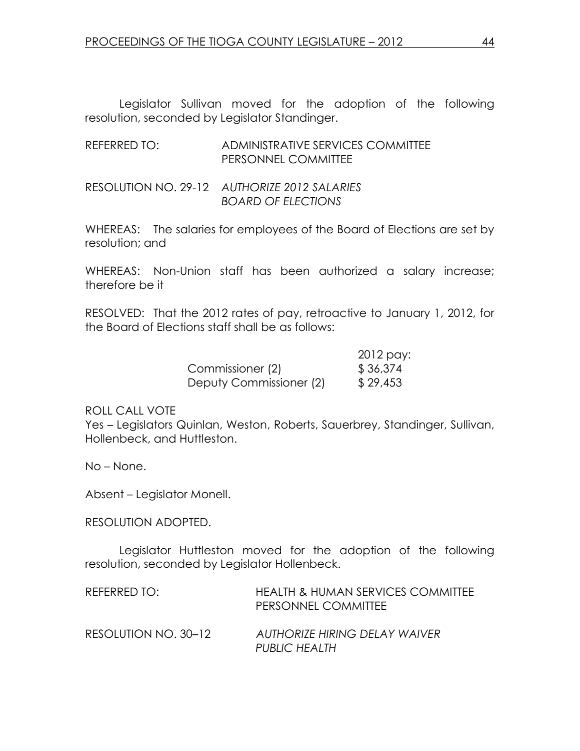Legislator Sullivan moved for the adoption of the following resolution, seconded by Legislator Standinger.

REFERRED TO: ADMINISTRATIVE SERVICES COMMITTEE
PERSONNEL COMMITTEE

RESOLUTION NO. 29-12 *AUTHORIZE 2012 SALARIES BOARD OF ELECTIONS*

WHEREAS: The salaries for employees of the Board of Elections are set by resolution; and

WHEREAS: Non-Union staff has been authorized a salary increase; therefore be it

RESOLVED: That the 2012 rates of pay, retroactive to January 1, 2012, for the Board of Elections staff shall be as follows:

| | 2012 pay: |
|---|---|
| Commissioner (2) | $ 36,374 |
| Deputy Commissioner (2) | $ 29,453 |

ROLL CALL VOTE
Yes – Legislators Quinlan, Weston, Roberts, Sauerbrey, Standinger, Sullivan, Hollenbeck, and Huttleston.

No – None.

Absent – Legislator Monell.

RESOLUTION ADOPTED.

Legislator Huttleston moved for the adoption of the following resolution, seconded by Legislator Hollenbeck.

REFERRED TO: HEALTH & HUMAN SERVICES COMMITTEE
PERSONNEL COMMITTEE

RESOLUTION NO. 30–12 *AUTHORIZE HIRING DELAY WAIVER PUBLIC HEALTH*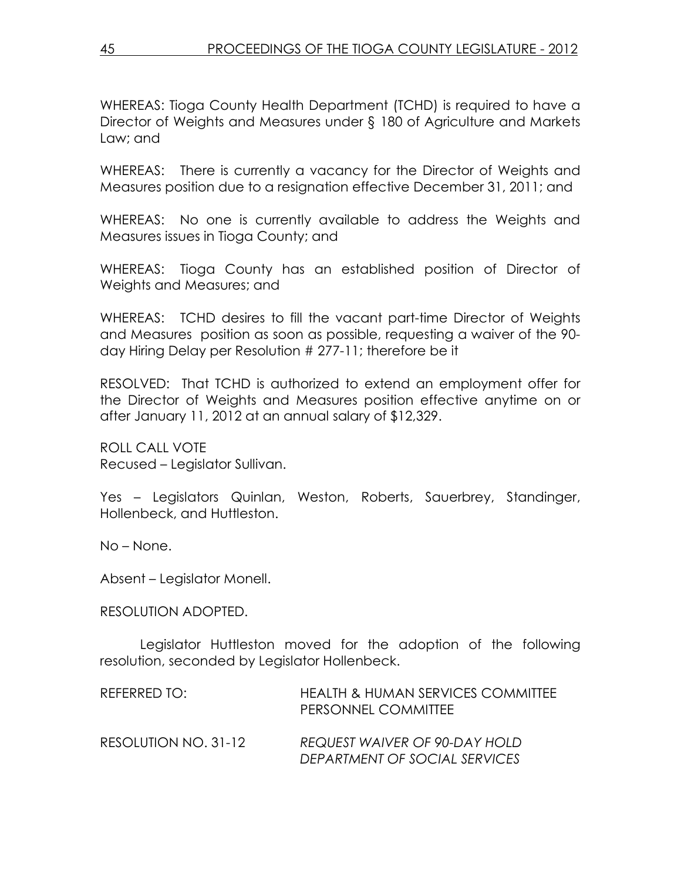WHEREAS: Tioga County Health Department (TCHD) is required to have a Director of Weights and Measures under § 180 of Agriculture and Markets Law; and

WHEREAS: There is currently a vacancy for the Director of Weights and Measures position due to a resignation effective December 31, 2011; and

WHEREAS: No one is currently available to address the Weights and Measures issues in Tioga County; and

WHEREAS: Tioga County has an established position of Director of Weights and Measures; and

WHEREAS: TCHD desires to fill the vacant part-time Director of Weights and Measures position as soon as possible, requesting a waiver of the 90-day Hiring Delay per Resolution # 277-11; therefore be it

RESOLVED: That TCHD is authorized to extend an employment offer for the Director of Weights and Measures position effective anytime on or after January 11, 2012 at an annual salary of $12,329.

ROLL CALL VOTE
Recused – Legislator Sullivan.

Yes – Legislators Quinlan, Weston, Roberts, Sauerbrey, Standinger, Hollenbeck, and Huttleston.

No – None.

Absent – Legislator Monell.

RESOLUTION ADOPTED.

Legislator Huttleston moved for the adoption of the following resolution, seconded by Legislator Hollenbeck.

REFERRED TO: HEALTH & HUMAN SERVICES COMMITTEE
PERSONNEL COMMITTEE

RESOLUTION NO. 31-12 *REQUEST WAIVER OF 90-DAY HOLD*
*DEPARTMENT OF SOCIAL SERVICES*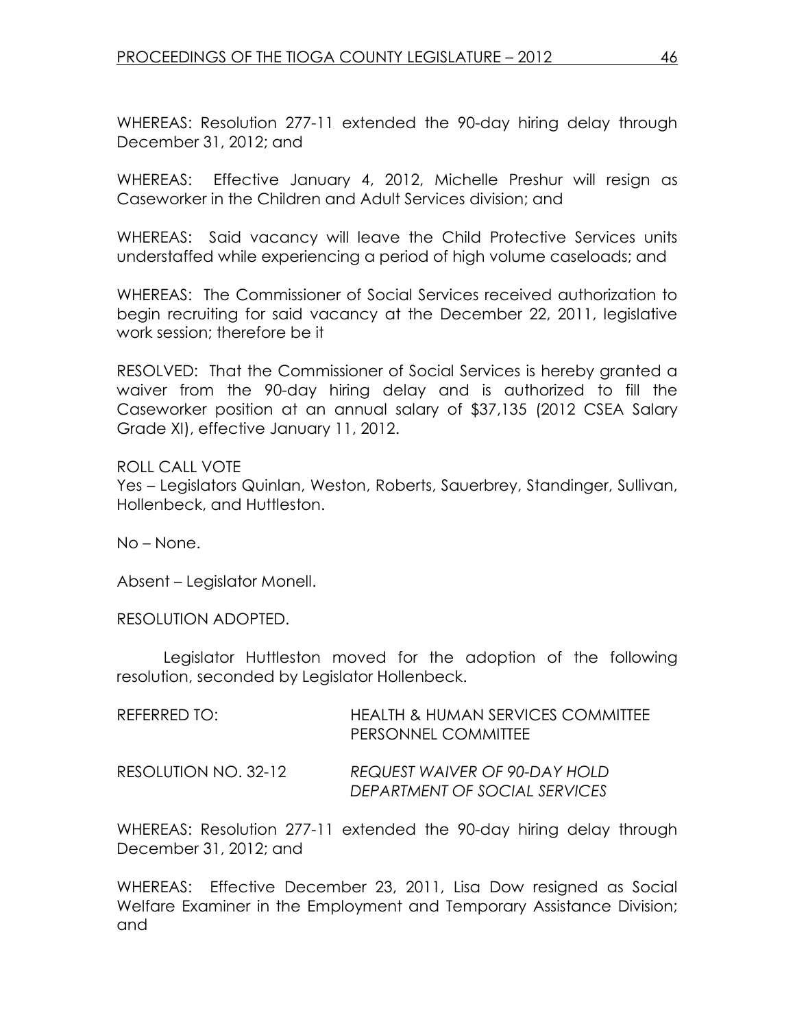WHEREAS: Resolution 277-11 extended the 90-day hiring delay through December 31, 2012; and

WHEREAS: Effective January 4, 2012, Michelle Preshur will resign as Caseworker in the Children and Adult Services division; and

WHEREAS: Said vacancy will leave the Child Protective Services units understaffed while experiencing a period of high volume caseloads; and

WHEREAS: The Commissioner of Social Services received authorization to begin recruiting for said vacancy at the December 22, 2011, legislative work session; therefore be it

RESOLVED: That the Commissioner of Social Services is hereby granted a waiver from the 90-day hiring delay and is authorized to fill the Caseworker position at an annual salary of $37,135 (2012 CSEA Salary Grade XI), effective January 11, 2012.

ROLL CALL VOTE
Yes – Legislators Quinlan, Weston, Roberts, Sauerbrey, Standinger, Sullivan, Hollenbeck, and Huttleston.

No – None.

Absent – Legislator Monell.

RESOLUTION ADOPTED.

Legislator Huttleston moved for the adoption of the following resolution, seconded by Legislator Hollenbeck.

REFERRED TO: HEALTH & HUMAN SERVICES COMMITTEE
PERSONNEL COMMITTEE

RESOLUTION NO. 32-12 *REQUEST WAIVER OF 90-DAY HOLD DEPARTMENT OF SOCIAL SERVICES*

WHEREAS: Resolution 277-11 extended the 90-day hiring delay through December 31, 2012; and

WHEREAS: Effective December 23, 2011, Lisa Dow resigned as Social Welfare Examiner in the Employment and Temporary Assistance Division; and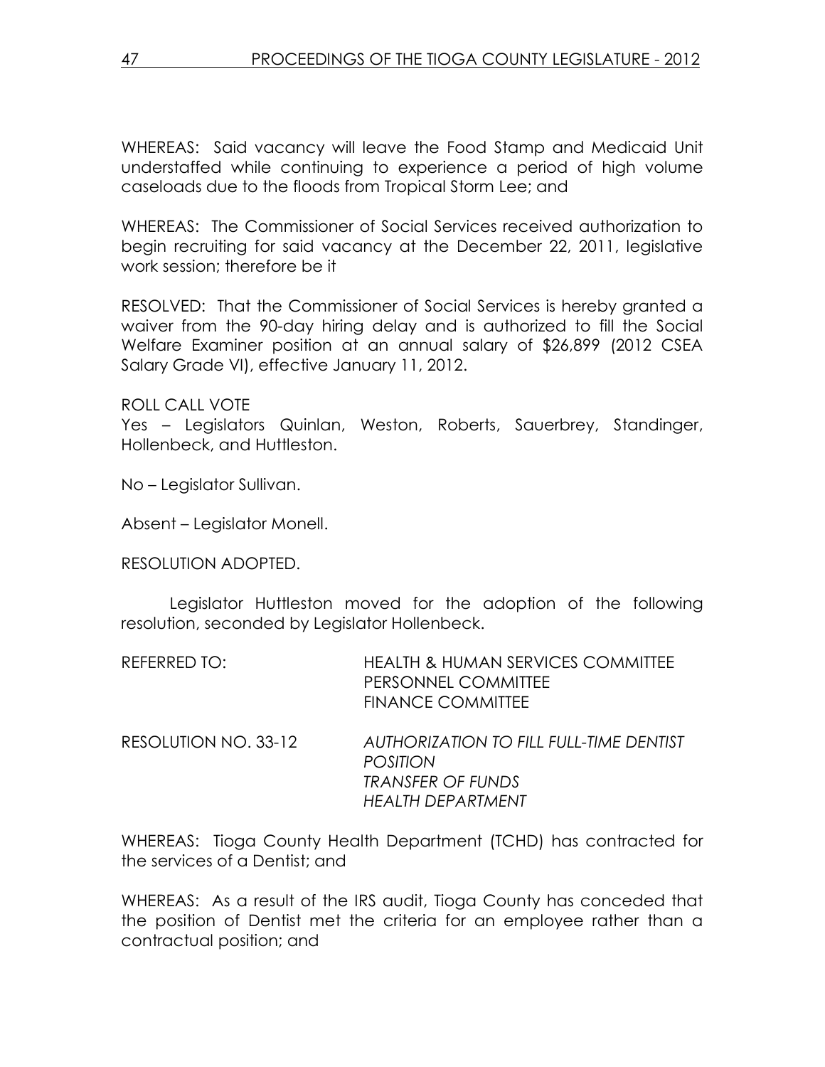WHEREAS: Said vacancy will leave the Food Stamp and Medicaid Unit understaffed while continuing to experience a period of high volume caseloads due to the floods from Tropical Storm Lee; and

WHEREAS: The Commissioner of Social Services received authorization to begin recruiting for said vacancy at the December 22, 2011, legislative work session; therefore be it

RESOLVED: That the Commissioner of Social Services is hereby granted a waiver from the 90-day hiring delay and is authorized to fill the Social Welfare Examiner position at an annual salary of $26,899 (2012 CSEA Salary Grade VI), effective January 11, 2012.

ROLL CALL VOTE
Yes – Legislators Quinlan, Weston, Roberts, Sauerbrey, Standinger, Hollenbeck, and Huttleston.

No – Legislator Sullivan.

Absent – Legislator Monell.

RESOLUTION ADOPTED.

Legislator Huttleston moved for the adoption of the following resolution, seconded by Legislator Hollenbeck.

REFERRED TO: HEALTH & HUMAN SERVICES COMMITTEE
PERSONNEL COMMITTEE
FINANCE COMMITTEE

RESOLUTION NO. 33-12 *AUTHORIZATION TO FILL FULL-TIME DENTIST POSITION*
*TRANSFER OF FUNDS*
*HEALTH DEPARTMENT*

WHEREAS: Tioga County Health Department (TCHD) has contracted for the services of a Dentist; and

WHEREAS: As a result of the IRS audit, Tioga County has conceded that the position of Dentist met the criteria for an employee rather than a contractual position; and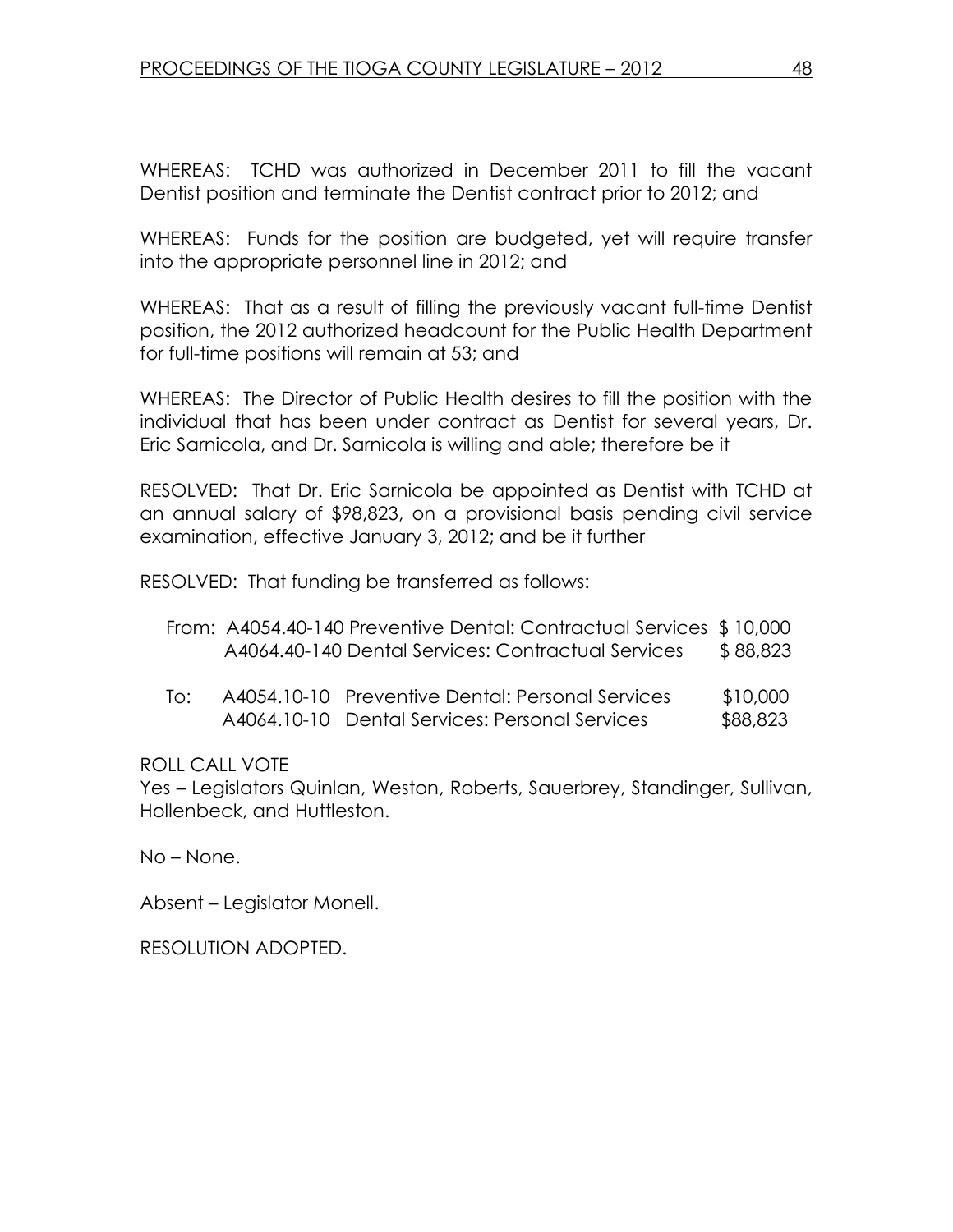WHEREAS: TCHD was authorized in December 2011 to fill the vacant Dentist position and terminate the Dentist contract prior to 2012; and

WHEREAS: Funds for the position are budgeted, yet will require transfer into the appropriate personnel line in 2012; and

WHEREAS: That as a result of filling the previously vacant full-time Dentist position, the 2012 authorized headcount for the Public Health Department for full-time positions will remain at 53; and

WHEREAS: The Director of Public Health desires to fill the position with the individual that has been under contract as Dentist for several years, Dr. Eric Sarnicola, and Dr. Sarnicola is willing and able; therefore be it

RESOLVED: That Dr. Eric Sarnicola be appointed as Dentist with TCHD at an annual salary of $98,823, on a provisional basis pending civil service examination, effective January 3, 2012; and be it further

RESOLVED: That funding be transferred as follows:

| | | |
|---|---|---|
| From: | A4054.40-140 Preventive Dental: Contractual Services | $ 10,000 |
| | A4064.40-140 Dental Services: Contractual Services | $ 88,823 |
| To: | A4054.10-10 Preventive Dental: Personal Services | $10,000 |
| | A4064.10-10 Dental Services: Personal Services | $88,823 |

ROLL CALL VOTE
Yes – Legislators Quinlan, Weston, Roberts, Sauerbrey, Standinger, Sullivan, Hollenbeck, and Huttleston.

No – None.

Absent – Legislator Monell.

RESOLUTION ADOPTED.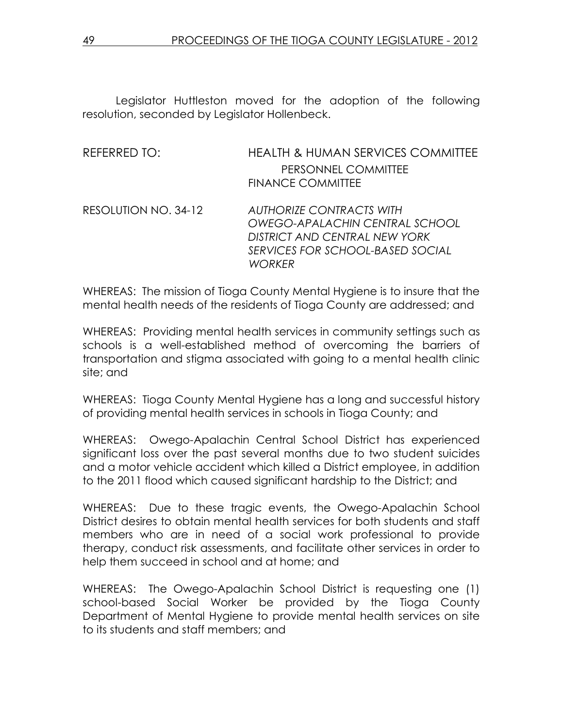Legislator Huttleston moved for the adoption of the following resolution, seconded by Legislator Hollenbeck.

REFERRED TO: HEALTH & HUMAN SERVICES COMMITTEE
PERSONNEL COMMITTEE
FINANCE COMMITTEE

RESOLUTION NO. 34-12 *AUTHORIZE CONTRACTS WITH OWEGO-APALACHIN CENTRAL SCHOOL DISTRICT AND CENTRAL NEW YORK SERVICES FOR SCHOOL-BASED SOCIAL WORKER*

WHEREAS: The mission of Tioga County Mental Hygiene is to insure that the mental health needs of the residents of Tioga County are addressed; and

WHEREAS: Providing mental health services in community settings such as schools is a well-established method of overcoming the barriers of transportation and stigma associated with going to a mental health clinic site; and

WHEREAS: Tioga County Mental Hygiene has a long and successful history of providing mental health services in schools in Tioga County; and

WHEREAS: Owego-Apalachin Central School District has experienced significant loss over the past several months due to two student suicides and a motor vehicle accident which killed a District employee, in addition to the 2011 flood which caused significant hardship to the District; and

WHEREAS: Due to these tragic events, the Owego-Apalachin School District desires to obtain mental health services for both students and staff members who are in need of a social work professional to provide therapy, conduct risk assessments, and facilitate other services in order to help them succeed in school and at home; and

WHEREAS: The Owego-Apalachin School District is requesting one (1) school-based Social Worker be provided by the Tioga County Department of Mental Hygiene to provide mental health services on site to its students and staff members; and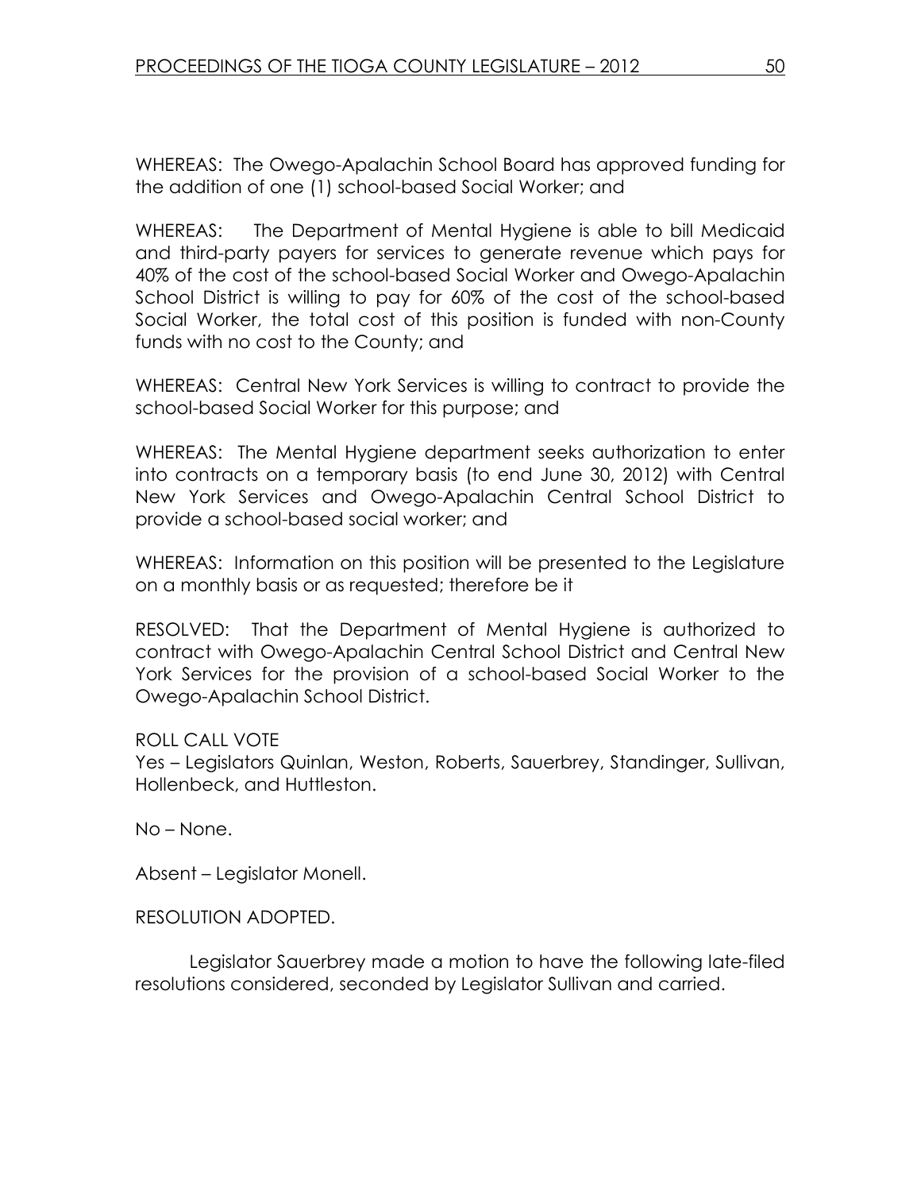WHEREAS: The Owego-Apalachin School Board has approved funding for the addition of one (1) school-based Social Worker; and

WHEREAS: The Department of Mental Hygiene is able to bill Medicaid and third-party payers for services to generate revenue which pays for 40% of the cost of the school-based Social Worker and Owego-Apalachin School District is willing to pay for 60% of the cost of the school-based Social Worker, the total cost of this position is funded with non-County funds with no cost to the County; and

WHEREAS: Central New York Services is willing to contract to provide the school-based Social Worker for this purpose; and

WHEREAS: The Mental Hygiene department seeks authorization to enter into contracts on a temporary basis (to end June 30, 2012) with Central New York Services and Owego-Apalachin Central School District to provide a school-based social worker; and

WHEREAS: Information on this position will be presented to the Legislature on a monthly basis or as requested; therefore be it

RESOLVED: That the Department of Mental Hygiene is authorized to contract with Owego-Apalachin Central School District and Central New York Services for the provision of a school-based Social Worker to the Owego-Apalachin School District.

ROLL CALL VOTE
Yes – Legislators Quinlan, Weston, Roberts, Sauerbrey, Standinger, Sullivan, Hollenbeck, and Huttleston.

No – None.

Absent – Legislator Monell.

RESOLUTION ADOPTED.

Legislator Sauerbrey made a motion to have the following late-filed resolutions considered, seconded by Legislator Sullivan and carried.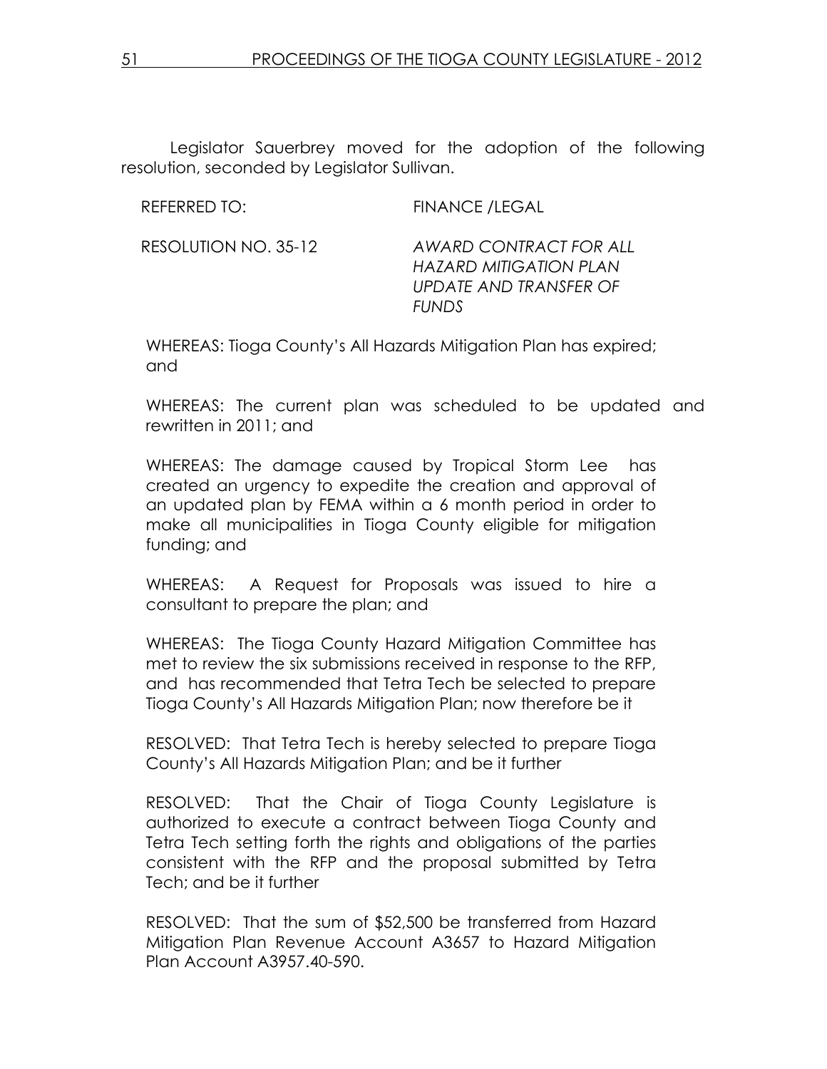Legislator Sauerbrey moved for the adoption of the following resolution, seconded by Legislator Sullivan.

REFERRED TO: FINANCE /LEGAL

RESOLUTION NO. 35-12 *AWARD CONTRACT FOR ALL HAZARD MITIGATION PLAN UPDATE AND TRANSFER OF FUNDS*

WHEREAS: Tioga County's All Hazards Mitigation Plan has expired; and

WHEREAS: The current plan was scheduled to be updated and rewritten in 2011; and

WHEREAS: The damage caused by Tropical Storm Lee has created an urgency to expedite the creation and approval of an updated plan by FEMA within a 6 month period in order to make all municipalities in Tioga County eligible for mitigation funding; and

WHEREAS: A Request for Proposals was issued to hire a consultant to prepare the plan; and

WHEREAS: The Tioga County Hazard Mitigation Committee has met to review the six submissions received in response to the RFP, and has recommended that Tetra Tech be selected to prepare Tioga County's All Hazards Mitigation Plan; now therefore be it

RESOLVED: That Tetra Tech is hereby selected to prepare Tioga County's All Hazards Mitigation Plan; and be it further

RESOLVED: That the Chair of Tioga County Legislature is authorized to execute a contract between Tioga County and Tetra Tech setting forth the rights and obligations of the parties consistent with the RFP and the proposal submitted by Tetra Tech; and be it further

RESOLVED: That the sum of $52,500 be transferred from Hazard Mitigation Plan Revenue Account A3657 to Hazard Mitigation Plan Account A3957.40-590.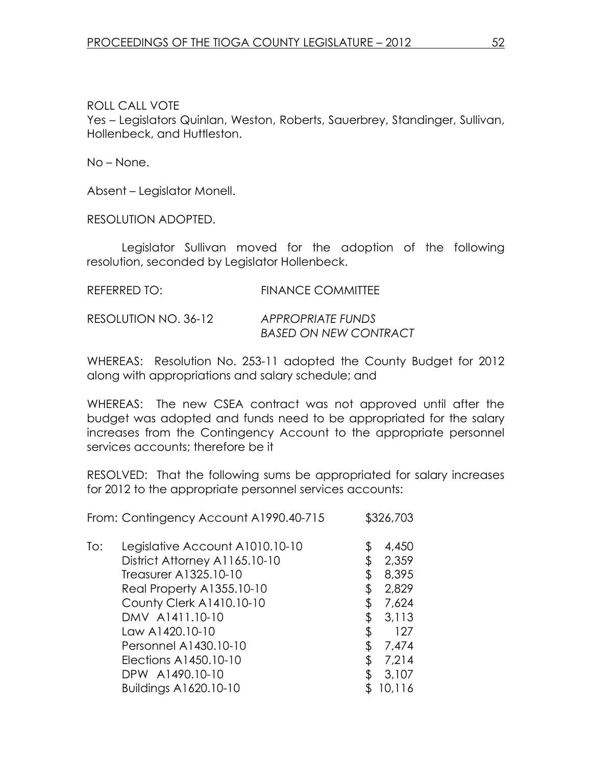ROLL CALL VOTE
Yes – Legislators Quinlan, Weston, Roberts, Sauerbrey, Standinger, Sullivan, Hollenbeck, and Huttleston.

No – None.

Absent – Legislator Monell.

RESOLUTION ADOPTED.

Legislator Sullivan moved for the adoption of the following resolution, seconded by Legislator Hollenbeck.

REFERRED TO: FINANCE COMMITTEE

RESOLUTION NO. 36-12 *APPROPRIATE FUNDS BASED ON NEW CONTRACT*

WHEREAS: Resolution No. 253-11 adopted the County Budget for 2012 along with appropriations and salary schedule; and

WHEREAS: The new CSEA contract was not approved until after the budget was adopted and funds need to be appropriated for the salary increases from the Contingency Account to the appropriate personnel services accounts; therefore be it

RESOLVED: That the following sums be appropriated for salary increases for 2012 to the appropriate personnel services accounts:

| | | |
|---|---|---|
| From: | Contingency Account A1990.40-715 | $326,703 |
| To: | Legislative Account A1010.10-10 | $ 4,450 |
| | District Attorney A1165.10-10 | $ 2,359 |
| | Treasurer A1325.10-10 | $ 8,395 |
| | Real Property A1355.10-10 | $ 2,829 |
| | County Clerk A1410.10-10 | $ 7,624 |
| | DMV A1411.10-10 | $ 3,113 |
| | Law A1420.10-10 | $ 127 |
| | Personnel A1430.10-10 | $ 7,474 |
| | Elections A1450.10-10 | $ 7,214 |
| | DPW A1490.10-10 | $ 3,107 |
| | Buildings A1620.10-10 | $ 10,116 |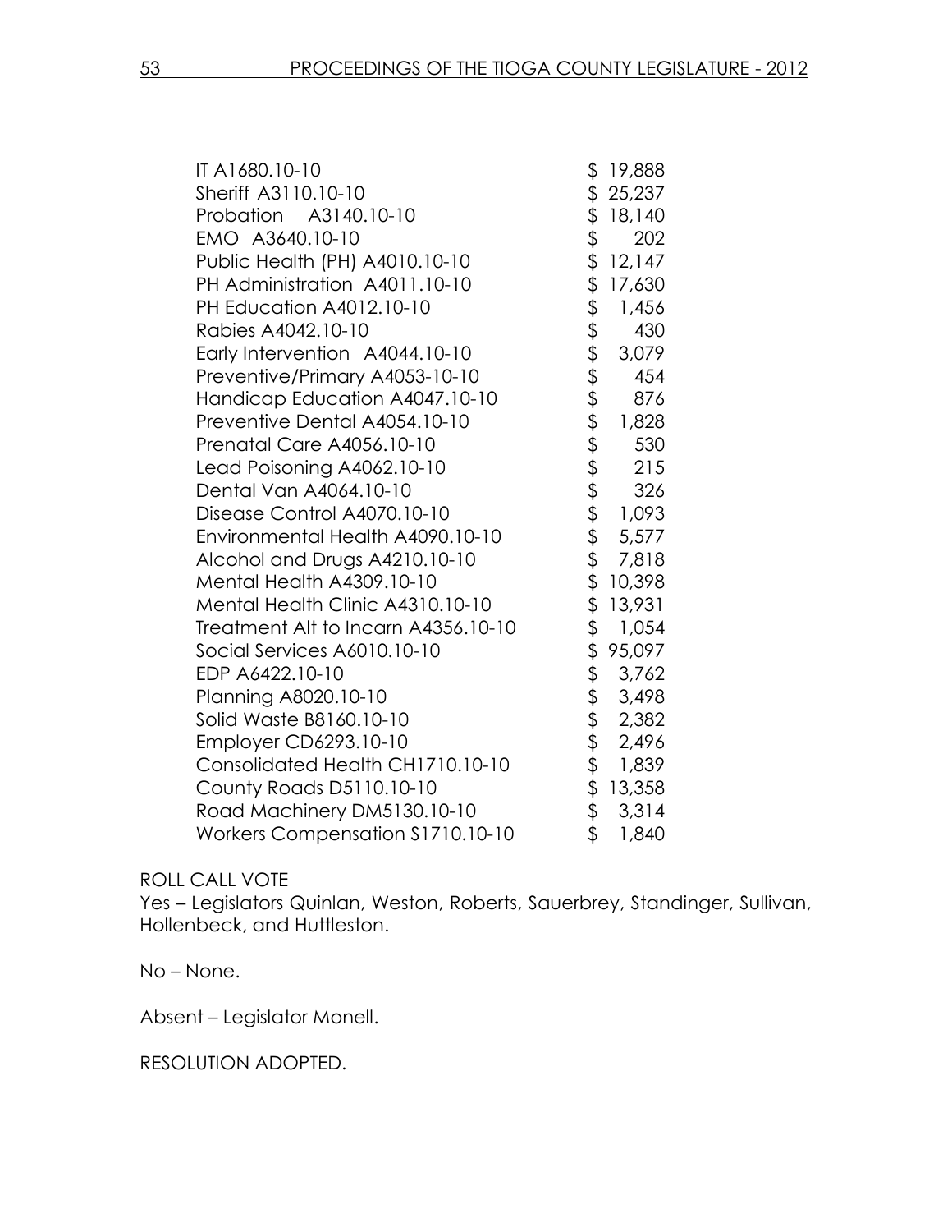| | |
|---|---|
| IT A1680.10-10 | $ 19,888 |
| Sheriff A3110.10-10 | $ 25,237 |
| Probation A3140.10-10 | $ 18,140 |
| EMO A3640.10-10 | $ 202 |
| Public Health (PH) A4010.10-10 | $ 12,147 |
| PH Administration A4011.10-10 | $ 17,630 |
| PH Education A4012.10-10 | $ 1,456 |
| Rabies A4042.10-10 | $ 430 |
| Early Intervention A4044.10-10 | $ 3,079 |
| Preventive/Primary A4053-10-10 | $ 454 |
| Handicap Education A4047.10-10 | $ 876 |
| Preventive Dental A4054.10-10 | $ 1,828 |
| Prenatal Care A4056.10-10 | $ 530 |
| Lead Poisoning A4062.10-10 | $ 215 |
| Dental Van A4064.10-10 | $ 326 |
| Disease Control A4070.10-10 | $ 1,093 |
| Environmental Health A4090.10-10 | $ 5,577 |
| Alcohol and Drugs A4210.10-10 | $ 7,818 |
| Mental Health A4309.10-10 | $ 10,398 |
| Mental Health Clinic A4310.10-10 | $ 13,931 |
| Treatment Alt to Incarn A4356.10-10 | $ 1,054 |
| Social Services A6010.10-10 | $ 95,097 |
| EDP A6422.10-10 | $ 3,762 |
| Planning A8020.10-10 | $ 3,498 |
| Solid Waste B8160.10-10 | $ 2,382 |
| Employer CD6293.10-10 | $ 2,496 |
| Consolidated Health CH1710.10-10 | $ 1,839 |
| County Roads D5110.10-10 | $ 13,358 |
| Road Machinery DM5130.10-10 | $ 3,314 |
| Workers Compensation S1710.10-10 | $ 1,840 |

ROLL CALL VOTE
Yes – Legislators Quinlan, Weston, Roberts, Sauerbrey, Standinger, Sullivan, Hollenbeck, and Huttleston.

No – None.

Absent – Legislator Monell.

RESOLUTION ADOPTED.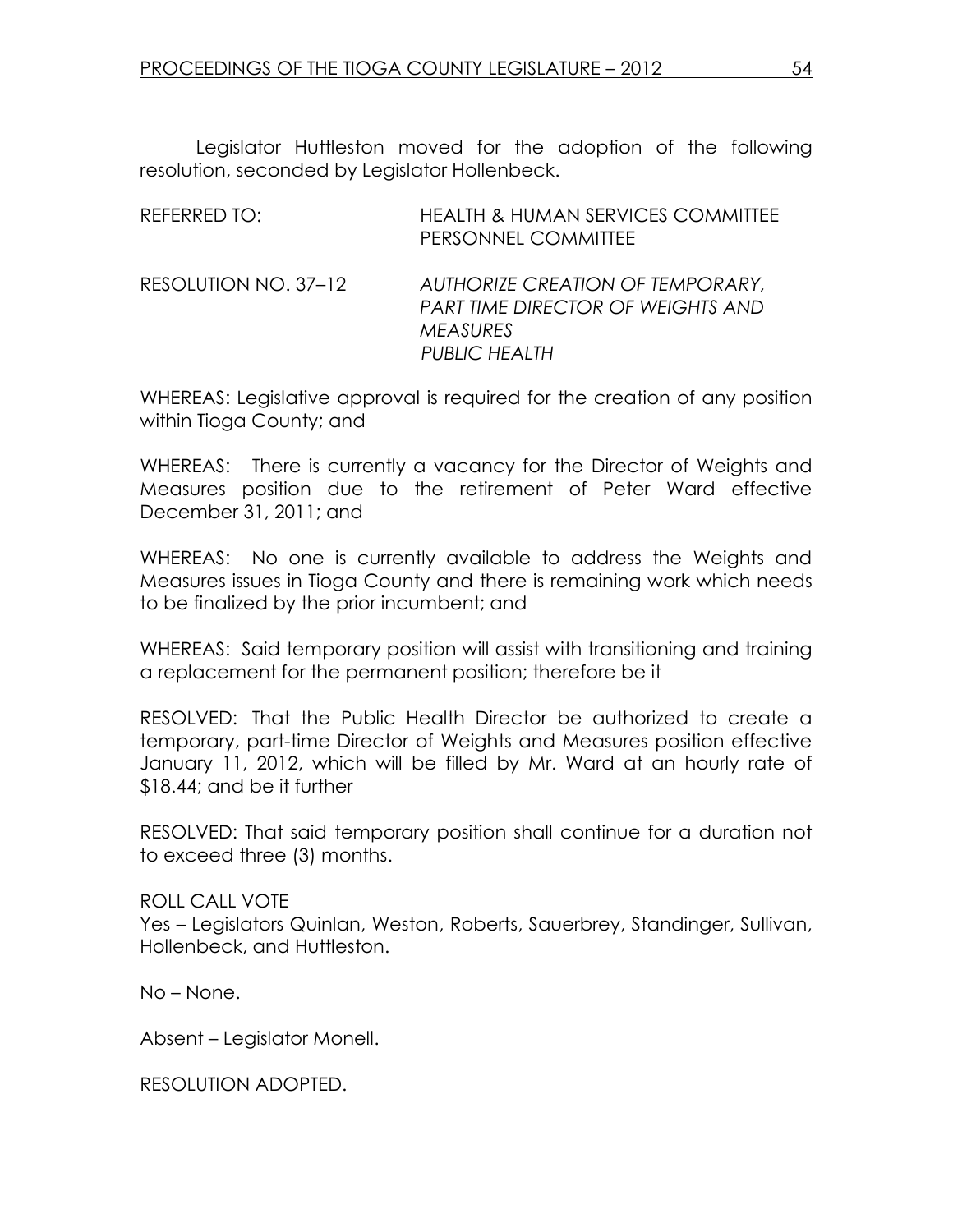Legislator Huttleston moved for the adoption of the following resolution, seconded by Legislator Hollenbeck.

REFERRED TO: HEALTH & HUMAN SERVICES COMMITTEE
PERSONNEL COMMITTEE

RESOLUTION NO. 37–12 *AUTHORIZE CREATION OF TEMPORARY, PART TIME DIRECTOR OF WEIGHTS AND MEASURES*
*PUBLIC HEALTH*

WHEREAS: Legislative approval is required for the creation of any position within Tioga County; and

WHEREAS: There is currently a vacancy for the Director of Weights and Measures position due to the retirement of Peter Ward effective December 31, 2011; and

WHEREAS: No one is currently available to address the Weights and Measures issues in Tioga County and there is remaining work which needs to be finalized by the prior incumbent; and

WHEREAS: Said temporary position will assist with transitioning and training a replacement for the permanent position; therefore be it

RESOLVED: That the Public Health Director be authorized to create a temporary, part-time Director of Weights and Measures position effective January 11, 2012, which will be filled by Mr. Ward at an hourly rate of $18.44; and be it further

RESOLVED: That said temporary position shall continue for a duration not to exceed three (3) months.

ROLL CALL VOTE
Yes – Legislators Quinlan, Weston, Roberts, Sauerbrey, Standinger, Sullivan, Hollenbeck, and Huttleston.

No – None.

Absent – Legislator Monell.

RESOLUTION ADOPTED.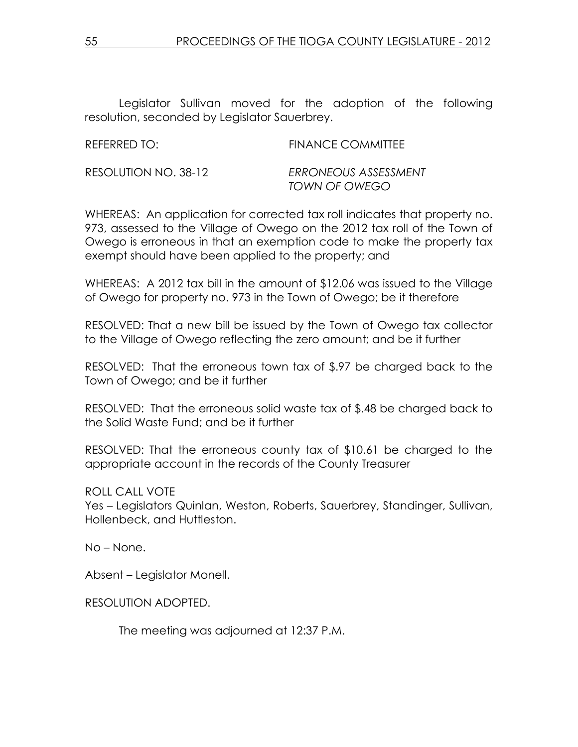Legislator Sullivan moved for the adoption of the following resolution, seconded by Legislator Sauerbrey.

REFERRED TO: FINANCE COMMITTEE

RESOLUTION NO. 38-12 *ERRONEOUS ASSESSMENT*
*TOWN OF OWEGO*

WHEREAS: An application for corrected tax roll indicates that property no. 973, assessed to the Village of Owego on the 2012 tax roll of the Town of Owego is erroneous in that an exemption code to make the property tax exempt should have been applied to the property; and

WHEREAS: A 2012 tax bill in the amount of $12.06 was issued to the Village of Owego for property no. 973 in the Town of Owego; be it therefore

RESOLVED: That a new bill be issued by the Town of Owego tax collector to the Village of Owego reflecting the zero amount; and be it further

RESOLVED: That the erroneous town tax of $.97 be charged back to the Town of Owego; and be it further

RESOLVED: That the erroneous solid waste tax of $.48 be charged back to the Solid Waste Fund; and be it further

RESOLVED: That the erroneous county tax of $10.61 be charged to the appropriate account in the records of the County Treasurer

ROLL CALL VOTE
Yes – Legislators Quinlan, Weston, Roberts, Sauerbrey, Standinger, Sullivan, Hollenbeck, and Huttleston.

No – None.

Absent – Legislator Monell.

RESOLUTION ADOPTED.

The meeting was adjourned at 12:37 P.M.